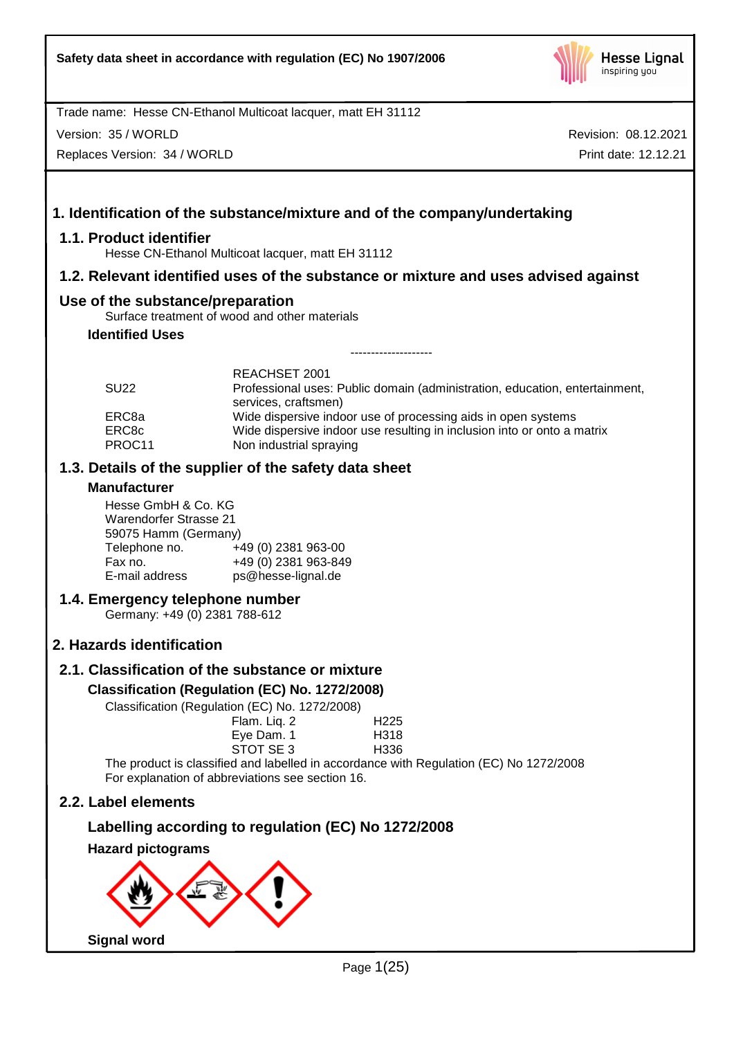Safety data sheet in accordance with regulation (EC) No 1907/2006

Trade name: Hesse CN-Ethanol Multicoat lacquer, matt EH 31112

Version: 35 / WORLD
Revision: 08.12.2021

Replaces Version: 34 / WORLD
Print date: 12.12.21

# 1. Identification of the substance/mixture and of the company/undertaking

## 1.1. Product identifier

Hesse CN-Ethanol Multicoat lacquer, matt EH 31112

## 1.2. Relevant identified uses of the substance or mixture and uses advised against

## Use of the substance/preparation

Surface treatment of wood and other materials

### Identified Uses

--------------------

| | |
|---|---|
| | REACHSET 2001 |
| SU22 | Professional uses: Public domain (administration, education, entertainment, services, craftsmen) |
| ERC8a | Wide dispersive indoor use of processing aids in open systems |
| ERC8c | Wide dispersive indoor use resulting in inclusion into or onto a matrix |
| PROC11 | Non industrial spraying |

## 1.3. Details of the supplier of the safety data sheet

### Manufacturer

Hesse GmbH & Co. KG
Warendorfer Strasse 21
59075 Hamm (Germany)

| | |
|---|---|
| Telephone no. | +49 (0) 2381 963-00 |
| Fax no. | +49 (0) 2381 963-849 |
| E-mail address | ps@hesse-lignal.de |

## 1.4. Emergency telephone number

Germany: +49 (0) 2381 788-612

# 2. Hazards identification

## 2.1. Classification of the substance or mixture

### Classification (Regulation (EC) No. 1272/2008)

Classification (Regulation (EC) No. 1272/2008)

| | |
|---|---|
| Flam. Liq. 2 | H225 |
| Eye Dam. 1 | H318 |
| STOT SE 3 | H336 |

The product is classified and labelled in accordance with Regulation (EC) No 1272/2008
For explanation of abbreviations see section 16.

## 2.2. Label elements

### Labelling according to regulation (EC) No 1272/2008

**Hazard pictograms**

**Signal word**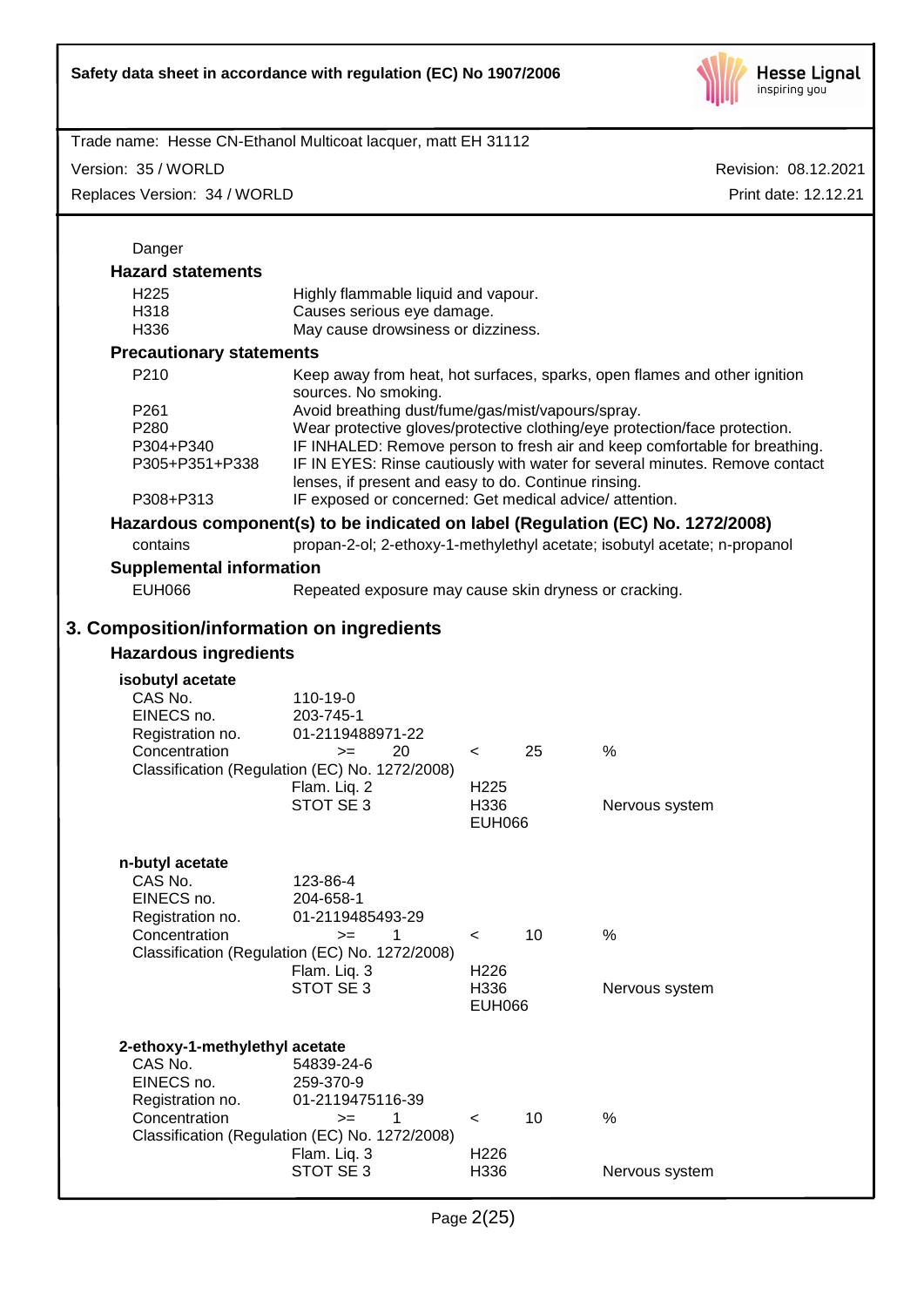Danger

**Hazard statements**

| | |
|---|---|
| H225 | Highly flammable liquid and vapour. |
| H318 | Causes serious eye damage. |
| H336 | May cause drowsiness or dizziness. |

**Precautionary statements**

| | |
|---|---|
| P210 | Keep away from heat, hot surfaces, sparks, open flames and other ignition sources. No smoking. |
| P261 | Avoid breathing dust/fume/gas/mist/vapours/spray. |
| P280 | Wear protective gloves/protective clothing/eye protection/face protection. |
| P304+P340 | IF INHALED: Remove person to fresh air and keep comfortable for breathing. |
| P305+P351+P338 | IF IN EYES: Rinse cautiously with water for several minutes. Remove contact lenses, if present and easy to do. Continue rinsing. |
| P308+P313 | IF exposed or concerned: Get medical advice/ attention. |

**Hazardous component(s) to be indicated on label (Regulation (EC) No. 1272/2008)**

contains: propan-2-ol; 2-ethoxy-1-methylethyl acetate; isobutyl acetate; n-propanol

**Supplemental information**

EUH066: Repeated exposure may cause skin dryness or cracking.

## 3. Composition/information on ingredients

### Hazardous ingredients

**isobutyl acetate**

| | | | |
|---|---|---|---|
| CAS No. | 110-19-0 | | |
| EINECS no. | 203-745-1 | | |
| Registration no. | 01-2119488971-22 | | |
| Concentration | >= 20 | < 25 | % |
| Classification (Regulation (EC) No. 1272/2008) | | | |
| | Flam. Liq. 2 | H225 | |
| | STOT SE 3 | H336 | Nervous system |
| | | EUH066 | |

**n-butyl acetate**

| | | | |
|---|---|---|---|
| CAS No. | 123-86-4 | | |
| EINECS no. | 204-658-1 | | |
| Registration no. | 01-2119485493-29 | | |
| Concentration | >= 1 | < 10 | % |
| Classification (Regulation (EC) No. 1272/2008) | | | |
| | Flam. Liq. 3 | H226 | |
| | STOT SE 3 | H336 | Nervous system |
| | | EUH066 | |

**2-ethoxy-1-methylethyl acetate**

| | | | |
|---|---|---|---|
| CAS No. | 54839-24-6 | | |
| EINECS no. | 259-370-9 | | |
| Registration no. | 01-2119475116-39 | | |
| Concentration | >= 1 | < 10 | % |
| Classification (Regulation (EC) No. 1272/2008) | | | |
| | Flam. Liq. 3 | H226 | |
| | STOT SE 3 | H336 | Nervous system |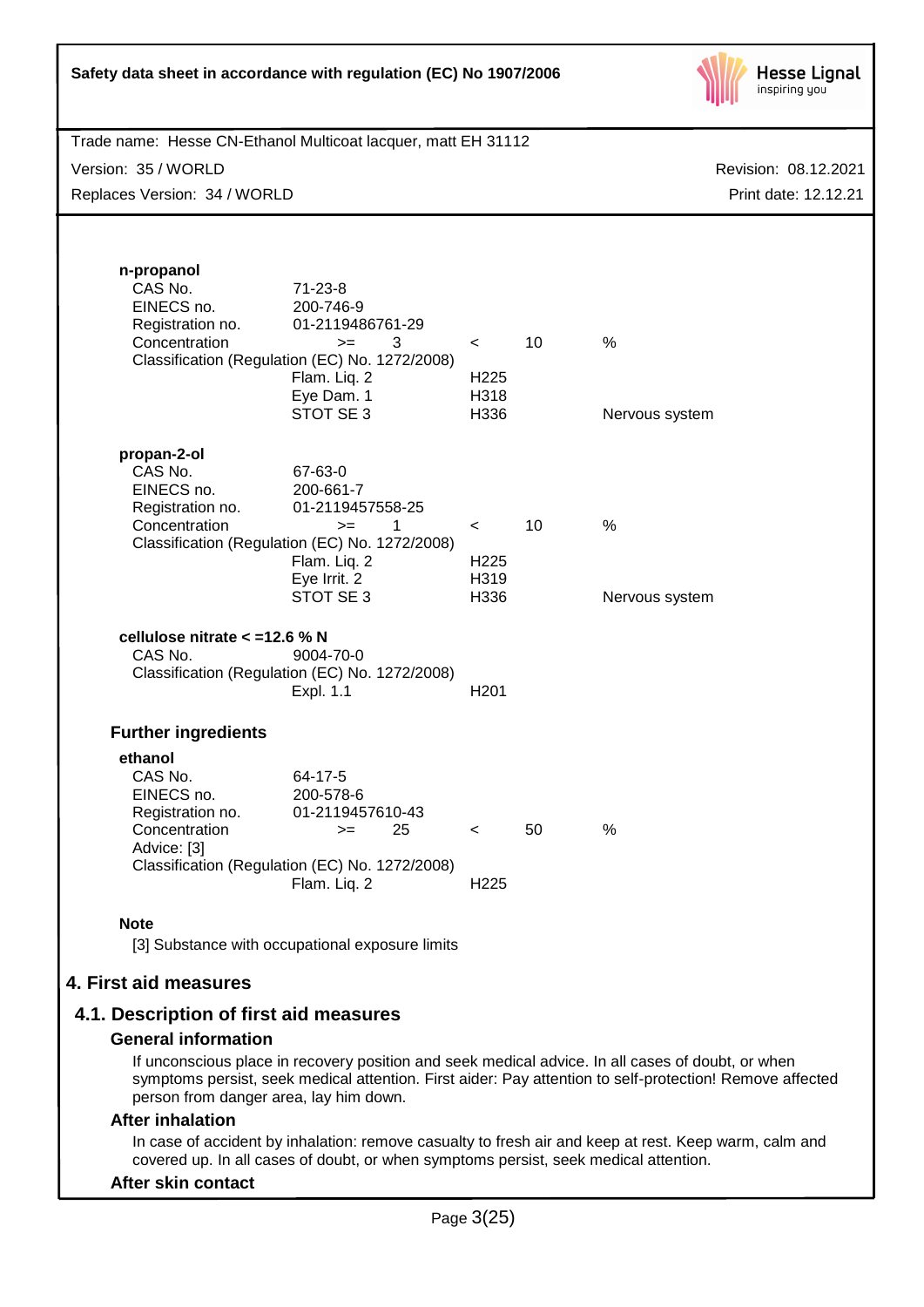**n-propanol**

| | | | | |
|---|---|---|---|---|
| CAS No. | 71-23-8 | | | |
| EINECS no. | 200-746-9 | | | |
| Registration no. | 01-2119486761-29 | | | |
| Concentration | >= 3 | < | 10 | % |

Classification (Regulation (EC) No. 1272/2008)

| | | |
|---|---|---|
| Flam. Liq. 2 | H225 | |
| Eye Dam. 1 | H318 | |
| STOT SE 3 | H336 | Nervous system |

**propan-2-ol**

| | | | | |
|---|---|---|---|---|
| CAS No. | 67-63-0 | | | |
| EINECS no. | 200-661-7 | | | |
| Registration no. | 01-2119457558-25 | | | |
| Concentration | >= 1 | < | 10 | % |

Classification (Regulation (EC) No. 1272/2008)

| | | |
|---|---|---|
| Flam. Liq. 2 | H225 | |
| Eye Irrit. 2 | H319 | |
| STOT SE 3 | H336 | Nervous system |

**cellulose nitrate < =12.6 % N**

CAS No. 9004-70-0

Classification (Regulation (EC) No. 1272/2008)

| | |
|---|---|
| Expl. 1.1 | H201 |

### Further ingredients

**ethanol**

| | | | | |
|---|---|---|---|---|
| CAS No. | 64-17-5 | | | |
| EINECS no. | 200-578-6 | | | |
| Registration no. | 01-2119457610-43 | | | |
| Concentration | >= 25 | < | 50 | % |
| Advice: [3] | | | | |

Classification (Regulation (EC) No. 1272/2008)

| | |
|---|---|
| Flam. Liq. 2 | H225 |

**Note**

[3] Substance with occupational exposure limits

# 4. First aid measures

## 4.1. Description of first aid measures

### General information

If unconscious place in recovery position and seek medical advice. In all cases of doubt, or when symptoms persist, seek medical attention. First aider: Pay attention to self-protection! Remove affected person from danger area, lay him down.

### After inhalation

In case of accident by inhalation: remove casualty to fresh air and keep at rest. Keep warm, calm and covered up. In all cases of doubt, or when symptoms persist, seek medical attention.

### After skin contact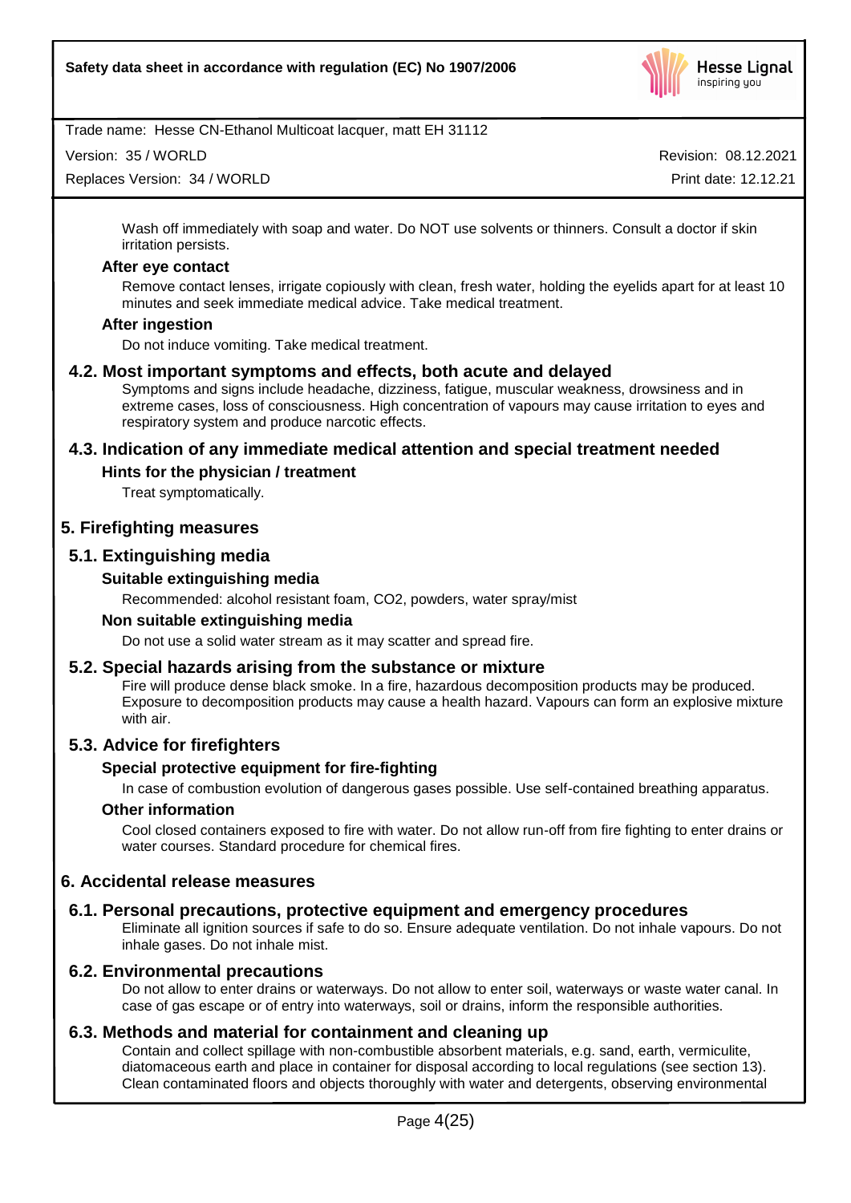Wash off immediately with soap and water. Do NOT use solvents or thinners. Consult a doctor if skin irritation persists.

**After eye contact**

Remove contact lenses, irrigate copiously with clean, fresh water, holding the eyelids apart for at least 10 minutes and seek immediate medical advice. Take medical treatment.

**After ingestion**

Do not induce vomiting. Take medical treatment.

### 4.2. Most important symptoms and effects, both acute and delayed

Symptoms and signs include headache, dizziness, fatigue, muscular weakness, drowsiness and in extreme cases, loss of consciousness. High concentration of vapours may cause irritation to eyes and respiratory system and produce narcotic effects.

### 4.3. Indication of any immediate medical attention and special treatment needed

**Hints for the physician / treatment**

Treat symptomatically.

## 5. Firefighting measures

### 5.1. Extinguishing media

**Suitable extinguishing media**

Recommended: alcohol resistant foam, CO2, powders, water spray/mist

**Non suitable extinguishing media**

Do not use a solid water stream as it may scatter and spread fire.

### 5.2. Special hazards arising from the substance or mixture

Fire will produce dense black smoke. In a fire, hazardous decomposition products may be produced. Exposure to decomposition products may cause a health hazard. Vapours can form an explosive mixture with air.

### 5.3. Advice for firefighters

**Special protective equipment for fire-fighting**

In case of combustion evolution of dangerous gases possible. Use self-contained breathing apparatus.

**Other information**

Cool closed containers exposed to fire with water. Do not allow run-off from fire fighting to enter drains or water courses. Standard procedure for chemical fires.

## 6. Accidental release measures

### 6.1. Personal precautions, protective equipment and emergency procedures

Eliminate all ignition sources if safe to do so. Ensure adequate ventilation. Do not inhale vapours. Do not inhale gases. Do not inhale mist.

### 6.2. Environmental precautions

Do not allow to enter drains or waterways. Do not allow to enter soil, waterways or waste water canal. In case of gas escape or of entry into waterways, soil or drains, inform the responsible authorities.

### 6.3. Methods and material for containment and cleaning up

Contain and collect spillage with non-combustible absorbent materials, e.g. sand, earth, vermiculite, diatomaceous earth and place in container for disposal according to local regulations (see section 13). Clean contaminated floors and objects thoroughly with water and detergents, observing environmental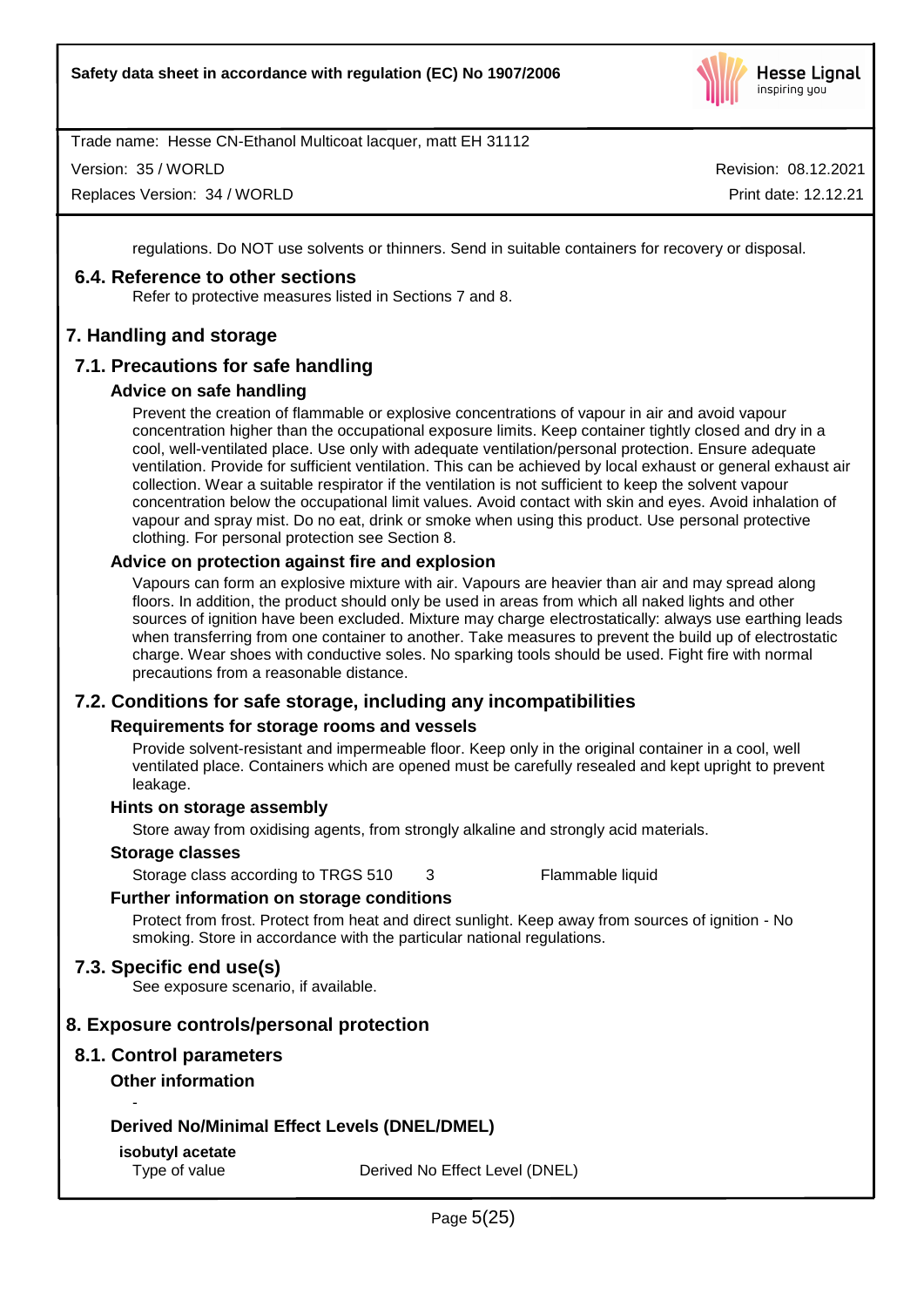regulations. Do NOT use solvents or thinners. Send in suitable containers for recovery or disposal.

### 6.4. Reference to other sections

Refer to protective measures listed in Sections 7 and 8.

## 7. Handling and storage

### 7.1. Precautions for safe handling

#### Advice on safe handling

Prevent the creation of flammable or explosive concentrations of vapour in air and avoid vapour concentration higher than the occupational exposure limits. Keep container tightly closed and dry in a cool, well-ventilated place. Use only with adequate ventilation/personal protection. Ensure adequate ventilation. Provide for sufficient ventilation. This can be achieved by local exhaust or general exhaust air collection. Wear a suitable respirator if the ventilation is not sufficient to keep the solvent vapour concentration below the occupational limit values. Avoid contact with skin and eyes. Avoid inhalation of vapour and spray mist. Do no eat, drink or smoke when using this product. Use personal protective clothing. For personal protection see Section 8.

#### Advice on protection against fire and explosion

Vapours can form an explosive mixture with air. Vapours are heavier than air and may spread along floors. In addition, the product should only be used in areas from which all naked lights and other sources of ignition have been excluded. Mixture may charge electrostatically: always use earthing leads when transferring from one container to another. Take measures to prevent the build up of electrostatic charge. Wear shoes with conductive soles. No sparking tools should be used. Fight fire with normal precautions from a reasonable distance.

### 7.2. Conditions for safe storage, including any incompatibilities

#### Requirements for storage rooms and vessels

Provide solvent-resistant and impermeable floor. Keep only in the original container in a cool, well ventilated place. Containers which are opened must be carefully resealed and kept upright to prevent leakage.

#### Hints on storage assembly

Store away from oxidising agents, from strongly alkaline and strongly acid materials.

#### Storage classes

| | | |
|---|---|---|
| Storage class according to TRGS 510 | 3 | Flammable liquid |

#### Further information on storage conditions

Protect from frost. Protect from heat and direct sunlight. Keep away from sources of ignition - No smoking. Store in accordance with the particular national regulations.

### 7.3. Specific end use(s)

See exposure scenario, if available.

## 8. Exposure controls/personal protection

### 8.1. Control parameters

#### Other information

-

#### Derived No/Minimal Effect Levels (DNEL/DMEL)

**isobutyl acetate**

| | |
|---|---|
| Type of value | Derived No Effect Level (DNEL) |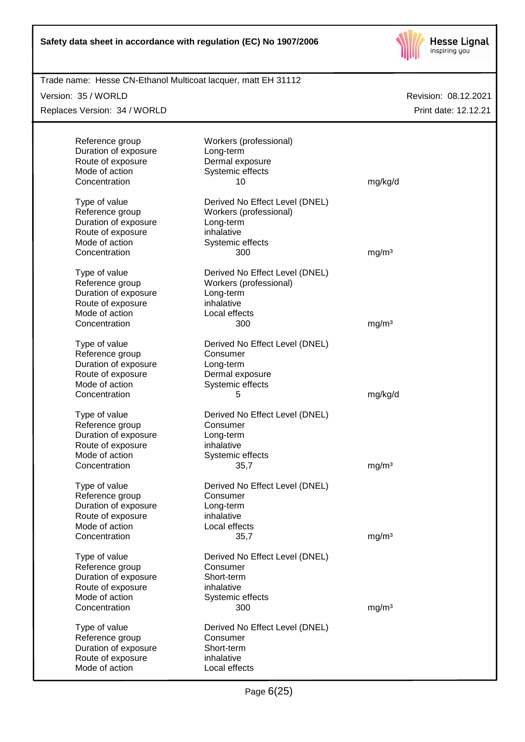| | | |
|---|---|---|
| Reference group | Workers (professional) | |
| Duration of exposure | Long-term | |
| Route of exposure | Dermal exposure | |
| Mode of action | Systemic effects | |
| Concentration | 10 | mg/kg/d |

| | | |
|---|---|---|
| Type of value | Derived No Effect Level (DNEL) | |
| Reference group | Workers (professional) | |
| Duration of exposure | Long-term | |
| Route of exposure | inhalative | |
| Mode of action | Systemic effects | |
| Concentration | 300 | mg/m³ |

| | | |
|---|---|---|
| Type of value | Derived No Effect Level (DNEL) | |
| Reference group | Workers (professional) | |
| Duration of exposure | Long-term | |
| Route of exposure | inhalative | |
| Mode of action | Local effects | |
| Concentration | 300 | mg/m³ |

| | | |
|---|---|---|
| Type of value | Derived No Effect Level (DNEL) | |
| Reference group | Consumer | |
| Duration of exposure | Long-term | |
| Route of exposure | Dermal exposure | |
| Mode of action | Systemic effects | |
| Concentration | 5 | mg/kg/d |

| | | |
|---|---|---|
| Type of value | Derived No Effect Level (DNEL) | |
| Reference group | Consumer | |
| Duration of exposure | Long-term | |
| Route of exposure | inhalative | |
| Mode of action | Systemic effects | |
| Concentration | 35,7 | mg/m³ |

| | | |
|---|---|---|
| Type of value | Derived No Effect Level (DNEL) | |
| Reference group | Consumer | |
| Duration of exposure | Long-term | |
| Route of exposure | inhalative | |
| Mode of action | Local effects | |
| Concentration | 35,7 | mg/m³ |

| | | |
|---|---|---|
| Type of value | Derived No Effect Level (DNEL) | |
| Reference group | Consumer | |
| Duration of exposure | Short-term | |
| Route of exposure | inhalative | |
| Mode of action | Systemic effects | |
| Concentration | 300 | mg/m³ |

| | | |
|---|---|---|
| Type of value | Derived No Effect Level (DNEL) | |
| Reference group | Consumer | |
| Duration of exposure | Short-term | |
| Route of exposure | inhalative | |
| Mode of action | Local effects | |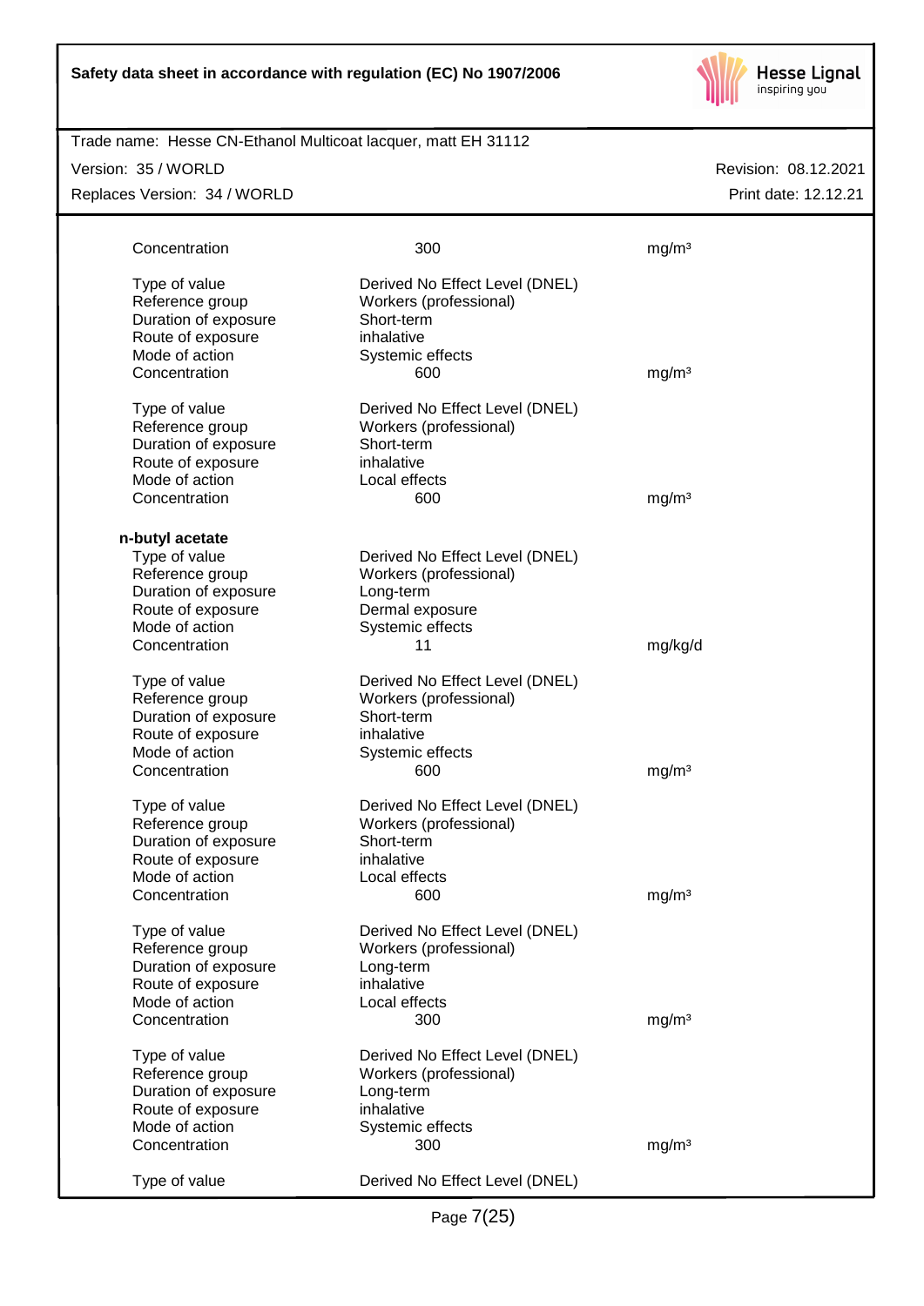| | | |
|---|---|---|
| Concentration | 300 | mg/m³ |
| | | |
| Type of value | Derived No Effect Level (DNEL) | |
| Reference group | Workers (professional) | |
| Duration of exposure | Short-term | |
| Route of exposure | inhalative | |
| Mode of action | Systemic effects | |
| Concentration | 600 | mg/m³ |
| | | |
| Type of value | Derived No Effect Level (DNEL) | |
| Reference group | Workers (professional) | |
| Duration of exposure | Short-term | |
| Route of exposure | inhalative | |
| Mode of action | Local effects | |
| Concentration | 600 | mg/m³ |

**n-butyl acetate**

| | | |
|---|---|---|
| Type of value | Derived No Effect Level (DNEL) | |
| Reference group | Workers (professional) | |
| Duration of exposure | Long-term | |
| Route of exposure | Dermal exposure | |
| Mode of action | Systemic effects | |
| Concentration | 11 | mg/kg/d |
| | | |
| Type of value | Derived No Effect Level (DNEL) | |
| Reference group | Workers (professional) | |
| Duration of exposure | Short-term | |
| Route of exposure | inhalative | |
| Mode of action | Systemic effects | |
| Concentration | 600 | mg/m³ |
| | | |
| Type of value | Derived No Effect Level (DNEL) | |
| Reference group | Workers (professional) | |
| Duration of exposure | Short-term | |
| Route of exposure | inhalative | |
| Mode of action | Local effects | |
| Concentration | 600 | mg/m³ |
| | | |
| Type of value | Derived No Effect Level (DNEL) | |
| Reference group | Workers (professional) | |
| Duration of exposure | Long-term | |
| Route of exposure | inhalative | |
| Mode of action | Local effects | |
| Concentration | 300 | mg/m³ |
| | | |
| Type of value | Derived No Effect Level (DNEL) | |
| Reference group | Workers (professional) | |
| Duration of exposure | Long-term | |
| Route of exposure | inhalative | |
| Mode of action | Systemic effects | |
| Concentration | 300 | mg/m³ |
| | | |
| Type of value | Derived No Effect Level (DNEL) | |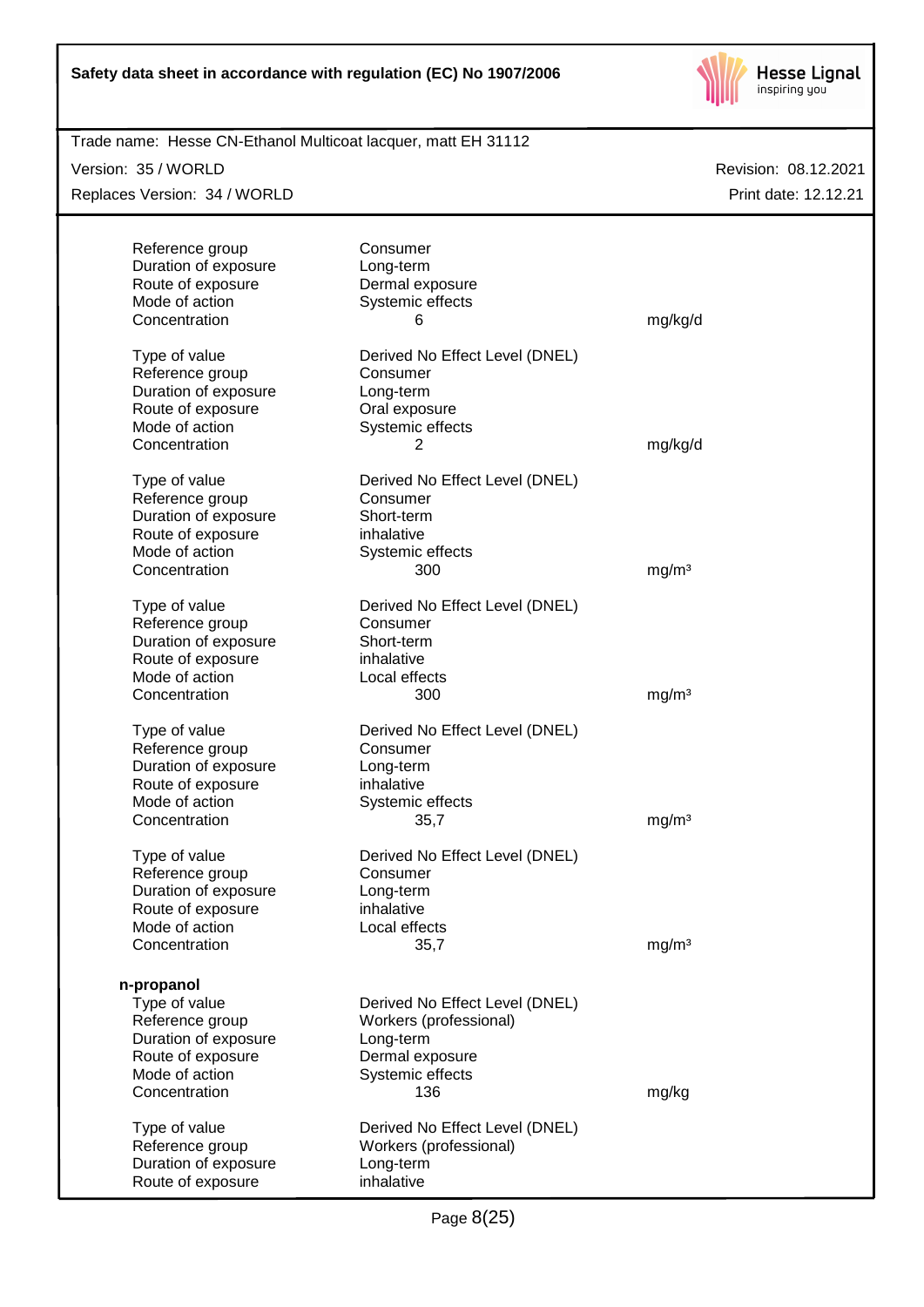| | | |
|---|---|---|
| Reference group | Consumer | |
| Duration of exposure | Long-term | |
| Route of exposure | Dermal exposure | |
| Mode of action | Systemic effects | |
| Concentration | 6 | mg/kg/d |

| | | |
|---|---|---|
| Type of value | Derived No Effect Level (DNEL) | |
| Reference group | Consumer | |
| Duration of exposure | Long-term | |
| Route of exposure | Oral exposure | |
| Mode of action | Systemic effects | |
| Concentration | 2 | mg/kg/d |

| | | |
|---|---|---|
| Type of value | Derived No Effect Level (DNEL) | |
| Reference group | Consumer | |
| Duration of exposure | Short-term | |
| Route of exposure | inhalative | |
| Mode of action | Systemic effects | |
| Concentration | 300 | mg/m³ |

| | | |
|---|---|---|
| Type of value | Derived No Effect Level (DNEL) | |
| Reference group | Consumer | |
| Duration of exposure | Short-term | |
| Route of exposure | inhalative | |
| Mode of action | Local effects | |
| Concentration | 300 | mg/m³ |

| | | |
|---|---|---|
| Type of value | Derived No Effect Level (DNEL) | |
| Reference group | Consumer | |
| Duration of exposure | Long-term | |
| Route of exposure | inhalative | |
| Mode of action | Systemic effects | |
| Concentration | 35,7 | mg/m³ |

| | | |
|---|---|---|
| Type of value | Derived No Effect Level (DNEL) | |
| Reference group | Consumer | |
| Duration of exposure | Long-term | |
| Route of exposure | inhalative | |
| Mode of action | Local effects | |
| Concentration | 35,7 | mg/m³ |

**n-propanol**

| | | |
|---|---|---|
| Type of value | Derived No Effect Level (DNEL) | |
| Reference group | Workers (professional) | |
| Duration of exposure | Long-term | |
| Route of exposure | Dermal exposure | |
| Mode of action | Systemic effects | |
| Concentration | 136 | mg/kg |

| | | |
|---|---|---|
| Type of value | Derived No Effect Level (DNEL) | |
| Reference group | Workers (professional) | |
| Duration of exposure | Long-term | |
| Route of exposure | inhalative | |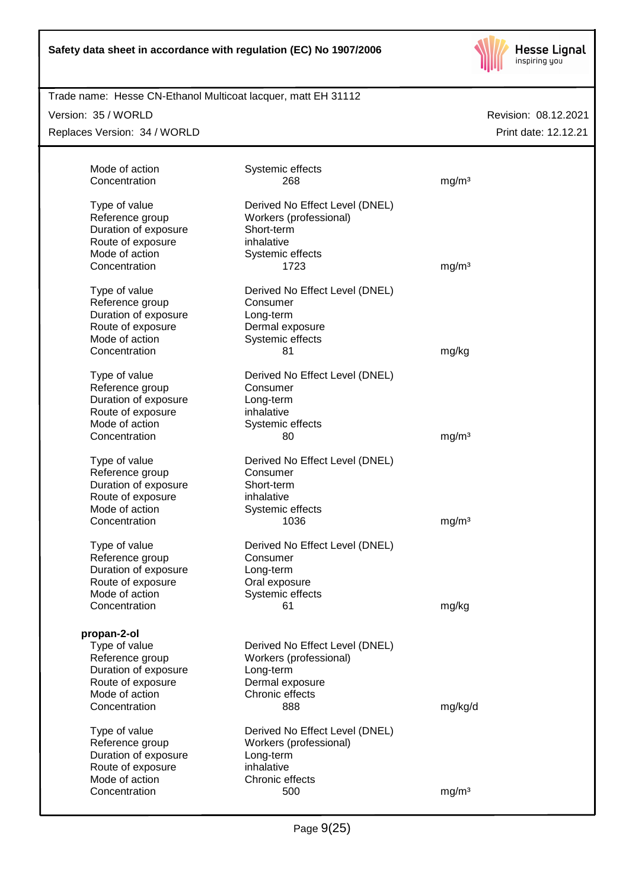| | | |
|---|---|---|
| Mode of action | Systemic effects | |
| Concentration | 268 | mg/m³ |

| | | |
|---|---|---|
| Type of value | Derived No Effect Level (DNEL) | |
| Reference group | Workers (professional) | |
| Duration of exposure | Short-term | |
| Route of exposure | inhalative | |
| Mode of action | Systemic effects | |
| Concentration | 1723 | mg/m³ |

| | | |
|---|---|---|
| Type of value | Derived No Effect Level (DNEL) | |
| Reference group | Consumer | |
| Duration of exposure | Long-term | |
| Route of exposure | Dermal exposure | |
| Mode of action | Systemic effects | |
| Concentration | 81 | mg/kg |

| | | |
|---|---|---|
| Type of value | Derived No Effect Level (DNEL) | |
| Reference group | Consumer | |
| Duration of exposure | Long-term | |
| Route of exposure | inhalative | |
| Mode of action | Systemic effects | |
| Concentration | 80 | mg/m³ |

| | | |
|---|---|---|
| Type of value | Derived No Effect Level (DNEL) | |
| Reference group | Consumer | |
| Duration of exposure | Short-term | |
| Route of exposure | inhalative | |
| Mode of action | Systemic effects | |
| Concentration | 1036 | mg/m³ |

| | | |
|---|---|---|
| Type of value | Derived No Effect Level (DNEL) | |
| Reference group | Consumer | |
| Duration of exposure | Long-term | |
| Route of exposure | Oral exposure | |
| Mode of action | Systemic effects | |
| Concentration | 61 | mg/kg |

**propan-2-ol**

| | | |
|---|---|---|
| Type of value | Derived No Effect Level (DNEL) | |
| Reference group | Workers (professional) | |
| Duration of exposure | Long-term | |
| Route of exposure | Dermal exposure | |
| Mode of action | Chronic effects | |
| Concentration | 888 | mg/kg/d |

| | | |
|---|---|---|
| Type of value | Derived No Effect Level (DNEL) | |
| Reference group | Workers (professional) | |
| Duration of exposure | Long-term | |
| Route of exposure | inhalative | |
| Mode of action | Chronic effects | |
| Concentration | 500 | mg/m³ |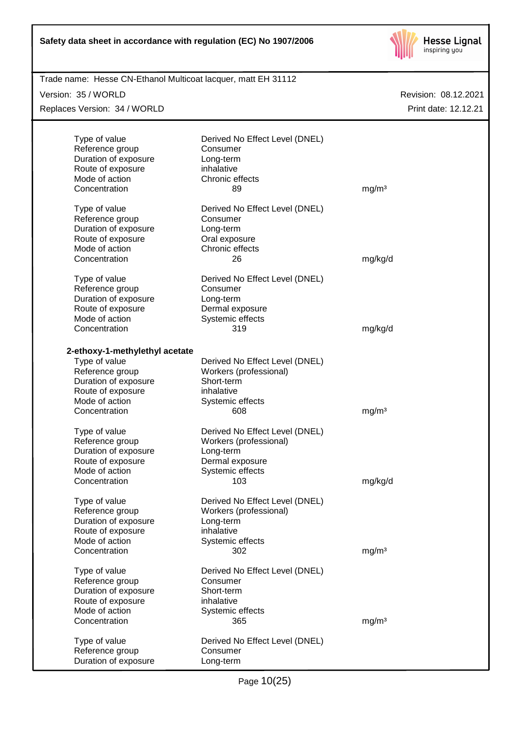| | | |
|---|---|---|
| Type of value | Derived No Effect Level (DNEL) | |
| Reference group | Consumer | |
| Duration of exposure | Long-term | |
| Route of exposure | inhalative | |
| Mode of action | Chronic effects | |
| Concentration | 89 | mg/m³ |

| | | |
|---|---|---|
| Type of value | Derived No Effect Level (DNEL) | |
| Reference group | Consumer | |
| Duration of exposure | Long-term | |
| Route of exposure | Oral exposure | |
| Mode of action | Chronic effects | |
| Concentration | 26 | mg/kg/d |

| | | |
|---|---|---|
| Type of value | Derived No Effect Level (DNEL) | |
| Reference group | Consumer | |
| Duration of exposure | Long-term | |
| Route of exposure | Dermal exposure | |
| Mode of action | Systemic effects | |
| Concentration | 319 | mg/kg/d |

**2-ethoxy-1-methylethyl acetate**

| | | |
|---|---|---|
| Type of value | Derived No Effect Level (DNEL) | |
| Reference group | Workers (professional) | |
| Duration of exposure | Short-term | |
| Route of exposure | inhalative | |
| Mode of action | Systemic effects | |
| Concentration | 608 | mg/m³ |

| | | |
|---|---|---|
| Type of value | Derived No Effect Level (DNEL) | |
| Reference group | Workers (professional) | |
| Duration of exposure | Long-term | |
| Route of exposure | Dermal exposure | |
| Mode of action | Systemic effects | |
| Concentration | 103 | mg/kg/d |

| | | |
|---|---|---|
| Type of value | Derived No Effect Level (DNEL) | |
| Reference group | Workers (professional) | |
| Duration of exposure | Long-term | |
| Route of exposure | inhalative | |
| Mode of action | Systemic effects | |
| Concentration | 302 | mg/m³ |

| | | |
|---|---|---|
| Type of value | Derived No Effect Level (DNEL) | |
| Reference group | Consumer | |
| Duration of exposure | Short-term | |
| Route of exposure | inhalative | |
| Mode of action | Systemic effects | |
| Concentration | 365 | mg/m³ |

| | |
|---|---|
| Type of value | Derived No Effect Level (DNEL) |
| Reference group | Consumer |
| Duration of exposure | Long-term |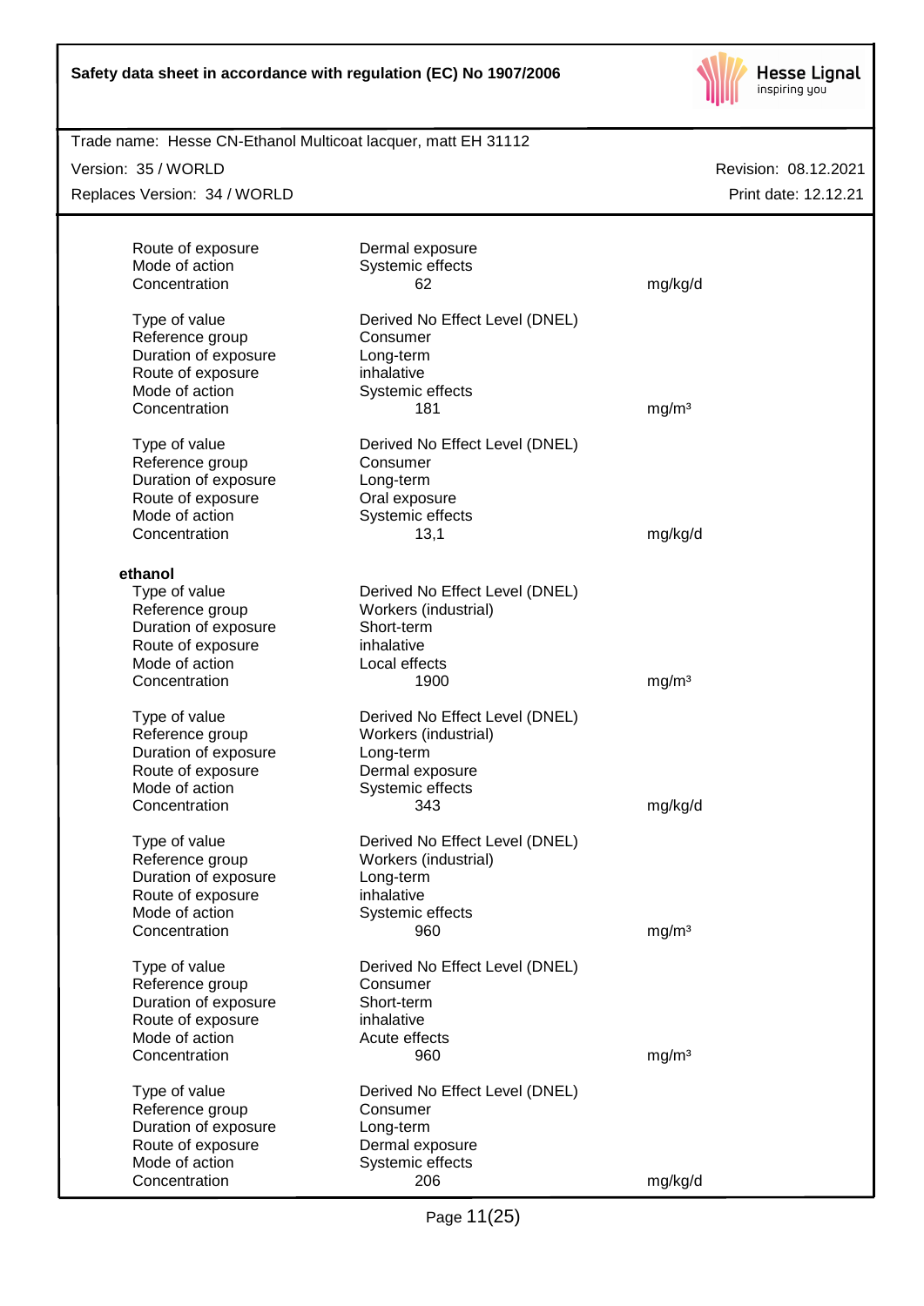| | | |
|---|---|---|
| Route of exposure | Dermal exposure | |
| Mode of action | Systemic effects | |
| Concentration | 62 | mg/kg/d |

| | | |
|---|---|---|
| Type of value | Derived No Effect Level (DNEL) | |
| Reference group | Consumer | |
| Duration of exposure | Long-term | |
| Route of exposure | inhalative | |
| Mode of action | Systemic effects | |
| Concentration | 181 | mg/m³ |

| | | |
|---|---|---|
| Type of value | Derived No Effect Level (DNEL) | |
| Reference group | Consumer | |
| Duration of exposure | Long-term | |
| Route of exposure | Oral exposure | |
| Mode of action | Systemic effects | |
| Concentration | 13,1 | mg/kg/d |

**ethanol**

| | | |
|---|---|---|
| Type of value | Derived No Effect Level (DNEL) | |
| Reference group | Workers (industrial) | |
| Duration of exposure | Short-term | |
| Route of exposure | inhalative | |
| Mode of action | Local effects | |
| Concentration | 1900 | mg/m³ |

| | | |
|---|---|---|
| Type of value | Derived No Effect Level (DNEL) | |
| Reference group | Workers (industrial) | |
| Duration of exposure | Long-term | |
| Route of exposure | Dermal exposure | |
| Mode of action | Systemic effects | |
| Concentration | 343 | mg/kg/d |

| | | |
|---|---|---|
| Type of value | Derived No Effect Level (DNEL) | |
| Reference group | Workers (industrial) | |
| Duration of exposure | Long-term | |
| Route of exposure | inhalative | |
| Mode of action | Systemic effects | |
| Concentration | 960 | mg/m³ |

| | | |
|---|---|---|
| Type of value | Derived No Effect Level (DNEL) | |
| Reference group | Consumer | |
| Duration of exposure | Short-term | |
| Route of exposure | inhalative | |
| Mode of action | Acute effects | |
| Concentration | 960 | mg/m³ |

| | | |
|---|---|---|
| Type of value | Derived No Effect Level (DNEL) | |
| Reference group | Consumer | |
| Duration of exposure | Long-term | |
| Route of exposure | Dermal exposure | |
| Mode of action | Systemic effects | |
| Concentration | 206 | mg/kg/d |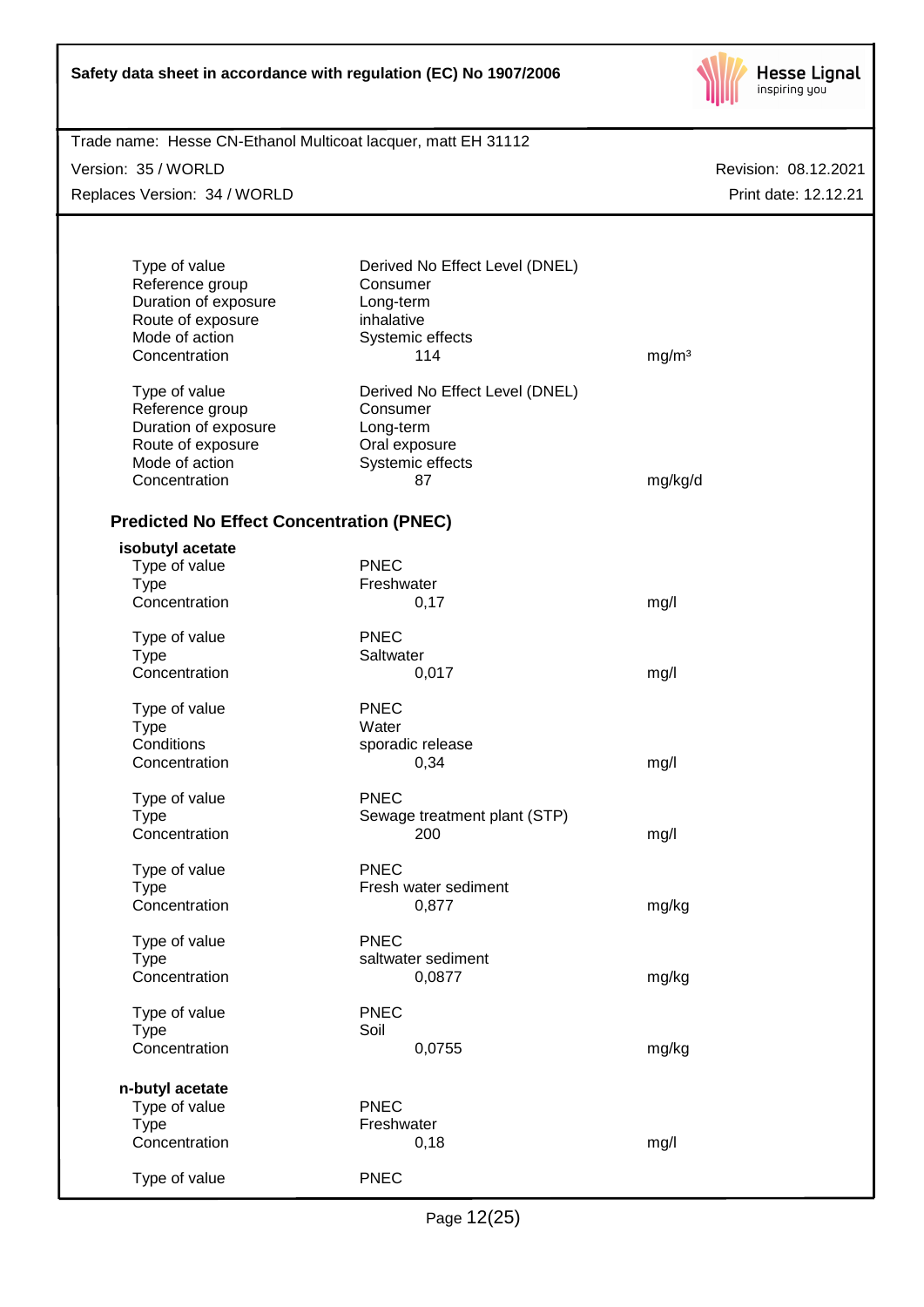| | | |
|---|---|---|
| Type of value | Derived No Effect Level (DNEL) | |
| Reference group | Consumer | |
| Duration of exposure | Long-term | |
| Route of exposure | inhalative | |
| Mode of action | Systemic effects | |
| Concentration | 114 | mg/m³ |

| | | |
|---|---|---|
| Type of value | Derived No Effect Level (DNEL) | |
| Reference group | Consumer | |
| Duration of exposure | Long-term | |
| Route of exposure | Oral exposure | |
| Mode of action | Systemic effects | |
| Concentration | 87 | mg/kg/d |

### Predicted No Effect Concentration (PNEC)

**isobutyl acetate**

| | | |
|---|---|---|
| Type of value | PNEC | |
| Type | Freshwater | |
| Concentration | 0,17 | mg/l |

| | | |
|---|---|---|
| Type of value | PNEC | |
| Type | Saltwater | |
| Concentration | 0,017 | mg/l |

| | | |
|---|---|---|
| Type of value | PNEC | |
| Type | Water | |
| Conditions | sporadic release | |
| Concentration | 0,34 | mg/l |

| | | |
|---|---|---|
| Type of value | PNEC | |
| Type | Sewage treatment plant (STP) | |
| Concentration | 200 | mg/l |

| | | |
|---|---|---|
| Type of value | PNEC | |
| Type | Fresh water sediment | |
| Concentration | 0,877 | mg/kg |

| | | |
|---|---|---|
| Type of value | PNEC | |
| Type | saltwater sediment | |
| Concentration | 0,0877 | mg/kg |

| | | |
|---|---|---|
| Type of value | PNEC | |
| Type | Soil | |
| Concentration | 0,0755 | mg/kg |

**n-butyl acetate**

| | | |
|---|---|---|
| Type of value | PNEC | |
| Type | Freshwater | |
| Concentration | 0,18 | mg/l |

| | | |
|---|---|---|
| Type of value | PNEC | |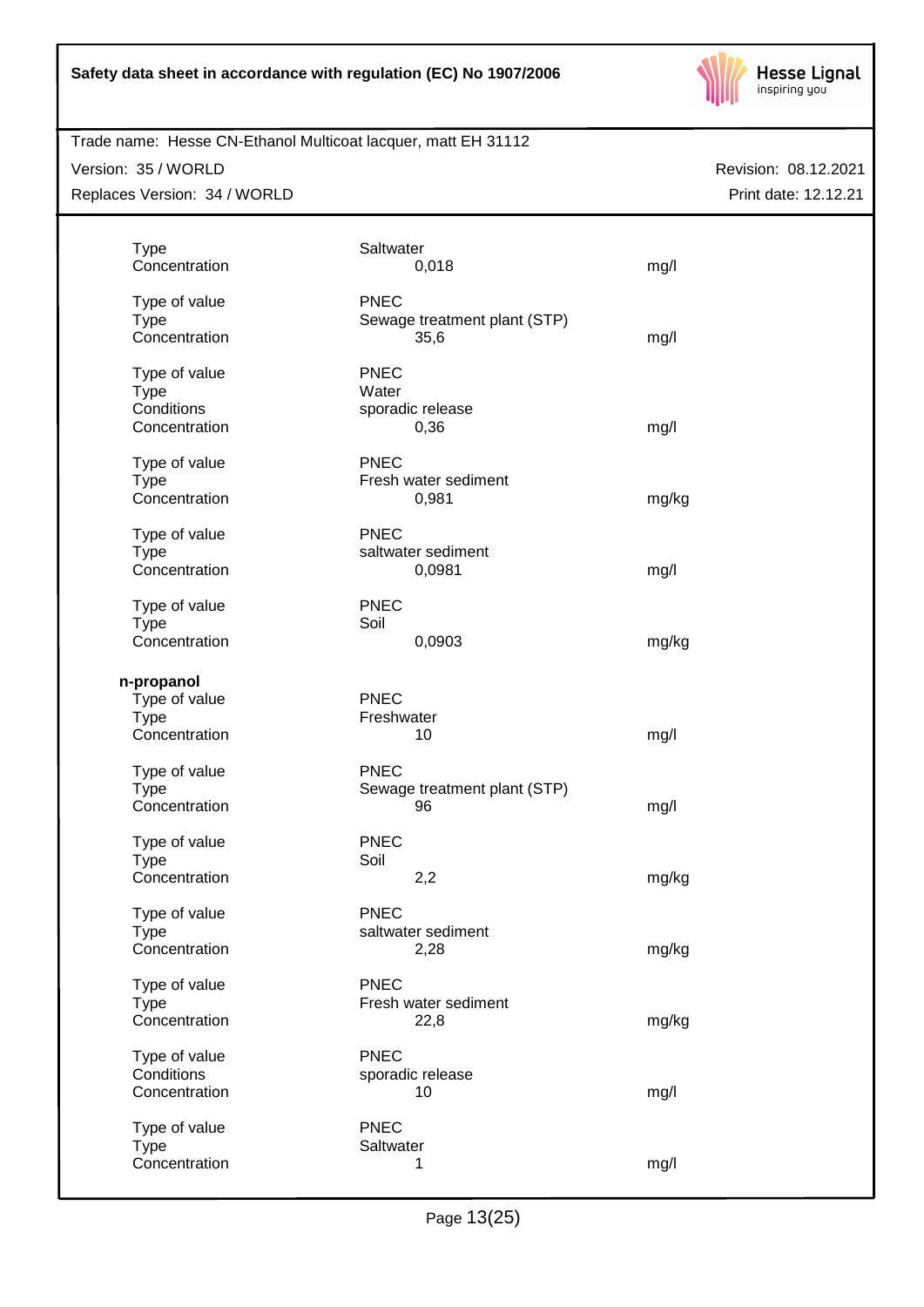| | | |
|---|---|---|
| Type | Saltwater | |
| Concentration | 0,018 | mg/l |
| | | |
| Type of value | PNEC | |
| Type | Sewage treatment plant (STP) | |
| Concentration | 35,6 | mg/l |
| | | |
| Type of value | PNEC | |
| Type | Water | |
| Conditions | sporadic release | |
| Concentration | 0,36 | mg/l |
| | | |
| Type of value | PNEC | |
| Type | Fresh water sediment | |
| Concentration | 0,981 | mg/kg |
| | | |
| Type of value | PNEC | |
| Type | saltwater sediment | |
| Concentration | 0,0981 | mg/l |
| | | |
| Type of value | PNEC | |
| Type | Soil | |
| Concentration | 0,0903 | mg/kg |

**n-propanol**

| | | |
|---|---|---|
| Type of value | PNEC | |
| Type | Freshwater | |
| Concentration | 10 | mg/l |
| | | |
| Type of value | PNEC | |
| Type | Sewage treatment plant (STP) | |
| Concentration | 96 | mg/l |
| | | |
| Type of value | PNEC | |
| Type | Soil | |
| Concentration | 2,2 | mg/kg |
| | | |
| Type of value | PNEC | |
| Type | saltwater sediment | |
| Concentration | 2,28 | mg/kg |
| | | |
| Type of value | PNEC | |
| Type | Fresh water sediment | |
| Concentration | 22,8 | mg/kg |
| | | |
| Type of value | PNEC | |
| Conditions | sporadic release | |
| Concentration | 10 | mg/l |
| | | |
| Type of value | PNEC | |
| Type | Saltwater | |
| Concentration | 1 | mg/l |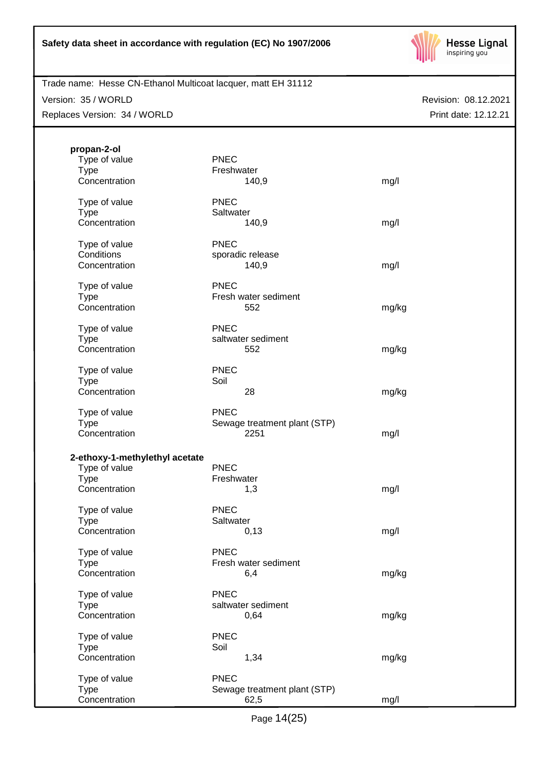**propan-2-ol**

| | | |
|---|---|---|
| Type of value | PNEC | |
| Type | Freshwater | |
| Concentration | 140,9 | mg/l |
| | | |
| Type of value | PNEC | |
| Type | Saltwater | |
| Concentration | 140,9 | mg/l |
| | | |
| Type of value | PNEC | |
| Conditions | sporadic release | |
| Concentration | 140,9 | mg/l |
| | | |
| Type of value | PNEC | |
| Type | Fresh water sediment | |
| Concentration | 552 | mg/kg |
| | | |
| Type of value | PNEC | |
| Type | saltwater sediment | |
| Concentration | 552 | mg/kg |
| | | |
| Type of value | PNEC | |
| Type | Soil | |
| Concentration | 28 | mg/kg |
| | | |
| Type of value | PNEC | |
| Type | Sewage treatment plant (STP) | |
| Concentration | 2251 | mg/l |

**2-ethoxy-1-methylethyl acetate**

| | | |
|---|---|---|
| Type of value | PNEC | |
| Type | Freshwater | |
| Concentration | 1,3 | mg/l |
| | | |
| Type of value | PNEC | |
| Type | Saltwater | |
| Concentration | 0,13 | mg/l |
| | | |
| Type of value | PNEC | |
| Type | Fresh water sediment | |
| Concentration | 6,4 | mg/kg |
| | | |
| Type of value | PNEC | |
| Type | saltwater sediment | |
| Concentration | 0,64 | mg/kg |
| | | |
| Type of value | PNEC | |
| Type | Soil | |
| Concentration | 1,34 | mg/kg |
| | | |
| Type of value | PNEC | |
| Type | Sewage treatment plant (STP) | |
| Concentration | 62,5 | mg/l |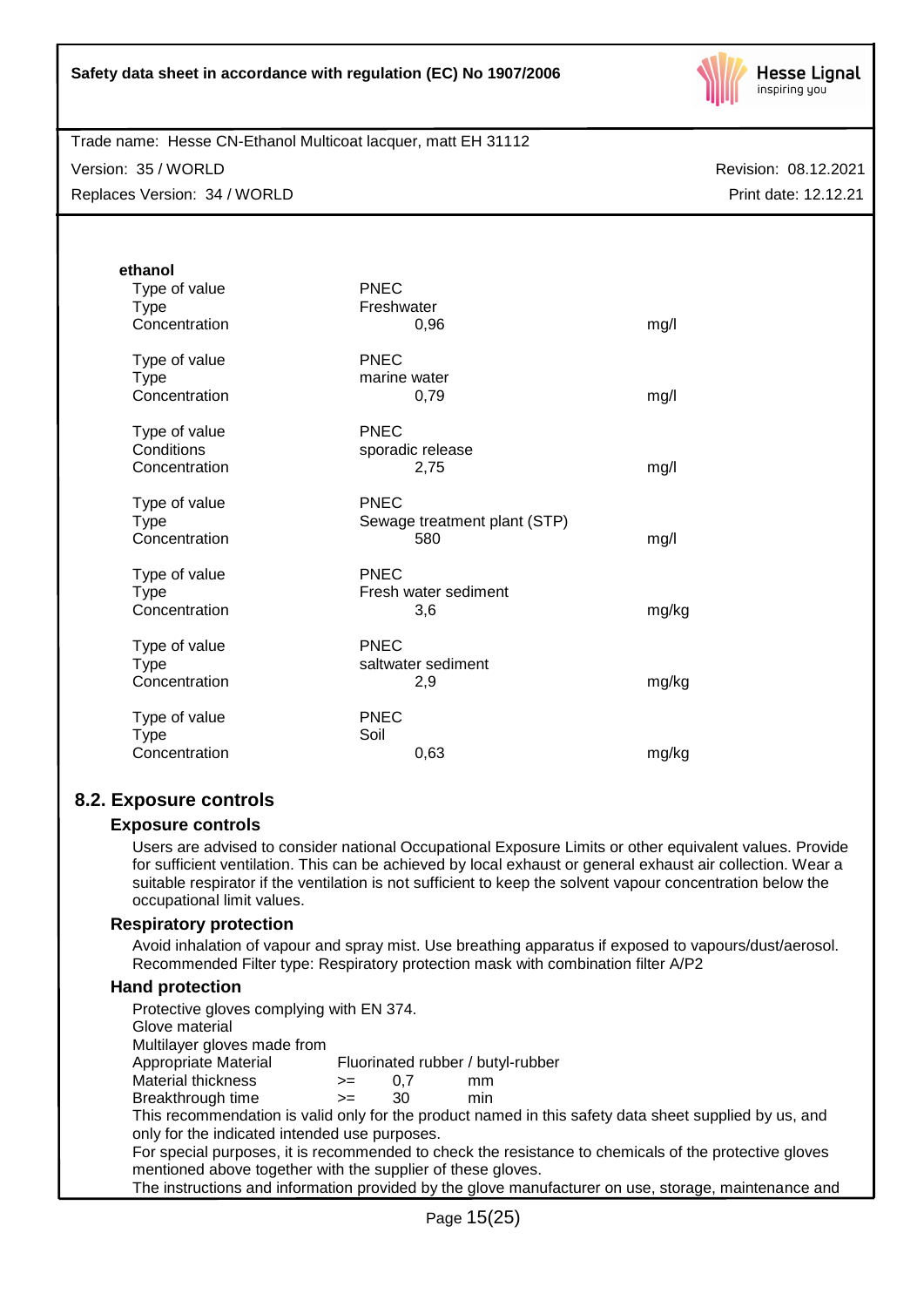**ethanol**

| | | |
|---|---|---|
| Type of value | PNEC | |
| Type | Freshwater | |
| Concentration | 0,96 | mg/l |
| | | |
| Type of value | PNEC | |
| Type | marine water | |
| Concentration | 0,79 | mg/l |
| | | |
| Type of value | PNEC | |
| Conditions | sporadic release | |
| Concentration | 2,75 | mg/l |
| | | |
| Type of value | PNEC | |
| Type | Sewage treatment plant (STP) | |
| Concentration | 580 | mg/l |
| | | |
| Type of value | PNEC | |
| Type | Fresh water sediment | |
| Concentration | 3,6 | mg/kg |
| | | |
| Type of value | PNEC | |
| Type | saltwater sediment | |
| Concentration | 2,9 | mg/kg |
| | | |
| Type of value | PNEC | |
| Type | Soil | |
| Concentration | 0,63 | mg/kg |

## 8.2. Exposure controls

### Exposure controls

Users are advised to consider national Occupational Exposure Limits or other equivalent values. Provide for sufficient ventilation. This can be achieved by local exhaust or general exhaust air collection. Wear a suitable respirator if the ventilation is not sufficient to keep the solvent vapour concentration below the occupational limit values.

### Respiratory protection

Avoid inhalation of vapour and spray mist. Use breathing apparatus if exposed to vapours/dust/aerosol. Recommended Filter type: Respiratory protection mask with combination filter A/P2

### Hand protection

Protective gloves complying with EN 374.
Glove material
Multilayer gloves made from

| | | | |
|---|---|---|---|
| Appropriate Material | Fluorinated rubber / butyl-rubber | | |
| Material thickness | >= | 0,7 | mm |
| Breakthrough time | >= | 30 | min |

This recommendation is valid only for the product named in this safety data sheet supplied by us, and only for the indicated intended use purposes.
For special purposes, it is recommended to check the resistance to chemicals of the protective gloves mentioned above together with the supplier of these gloves.
The instructions and information provided by the glove manufacturer on use, storage, maintenance and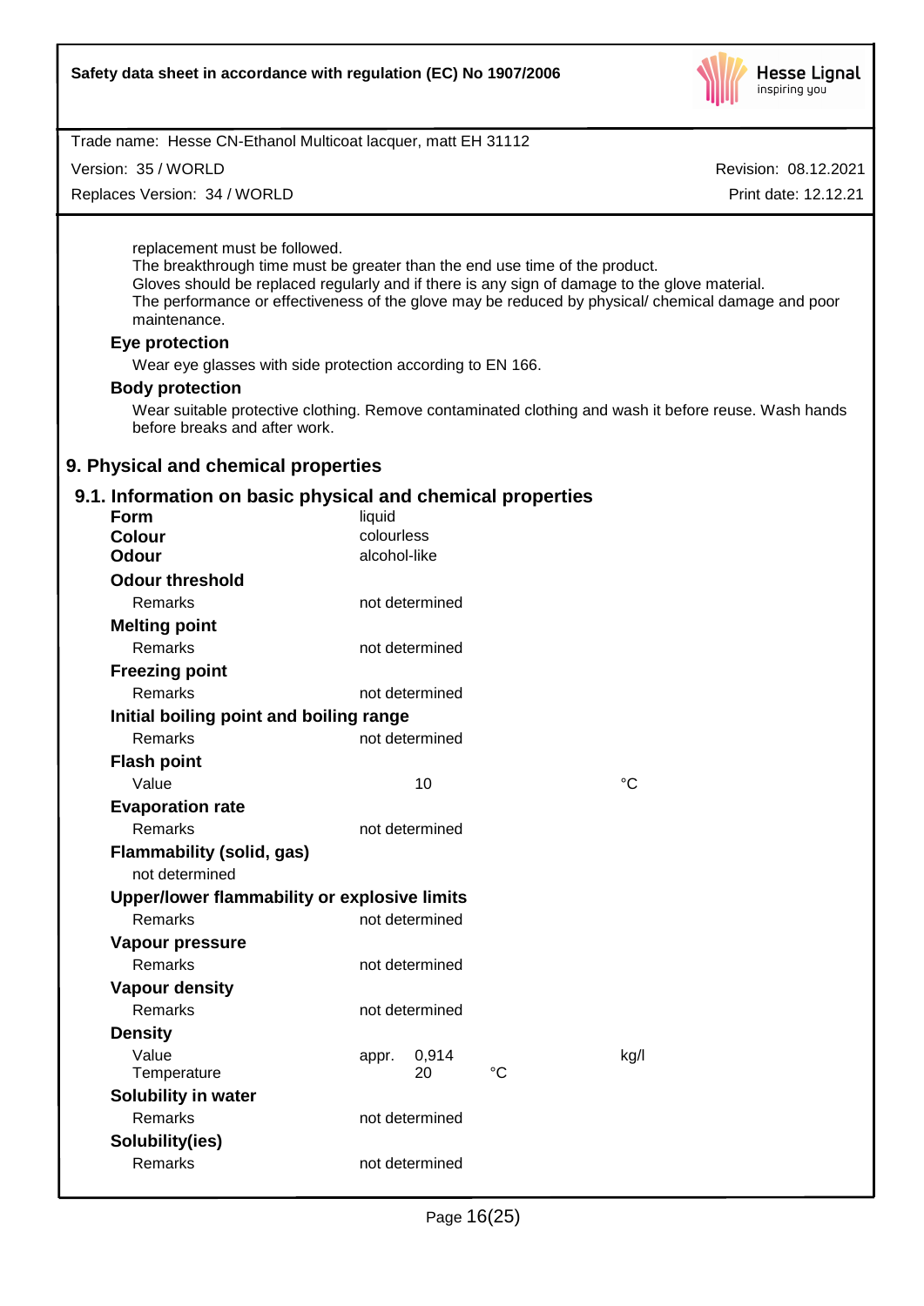replacement must be followed.
The breakthrough time must be greater than the end use time of the product.
Gloves should be replaced regularly and if there is any sign of damage to the glove material.
The performance or effectiveness of the glove may be reduced by physical/ chemical damage and poor maintenance.

**Eye protection**

Wear eye glasses with side protection according to EN 166.

**Body protection**

Wear suitable protective clothing. Remove contaminated clothing and wash it before reuse. Wash hands before breaks and after work.

## 9. Physical and chemical properties

### 9.1. Information on basic physical and chemical properties

| | | | |
|---|---|---|---|
| **Form** | liquid | | |
| **Colour** | colourless | | |
| **Odour** | alcohol-like | | |
| **Odour threshold** | | | |
| Remarks | not determined | | |
| **Melting point** | | | |
| Remarks | not determined | | |
| **Freezing point** | | | |
| Remarks | not determined | | |
| **Initial boiling point and boiling range** | | | |
| Remarks | not determined | | |
| **Flash point** | | | |
| Value | 10 | | °C |
| **Evaporation rate** | | | |
| Remarks | not determined | | |
| **Flammability (solid, gas)** | | | |
| not determined | | | |
| **Upper/lower flammability or explosive limits** | | | |
| Remarks | not determined | | |
| **Vapour pressure** | | | |
| Remarks | not determined | | |
| **Vapour density** | | | |
| Remarks | not determined | | |
| **Density** | | | |
| Value | appr. 0,914 | | kg/l |
| Temperature | 20 | °C | |
| **Solubility in water** | | | |
| Remarks | not determined | | |
| **Solubility(ies)** | | | |
| Remarks | not determined | | |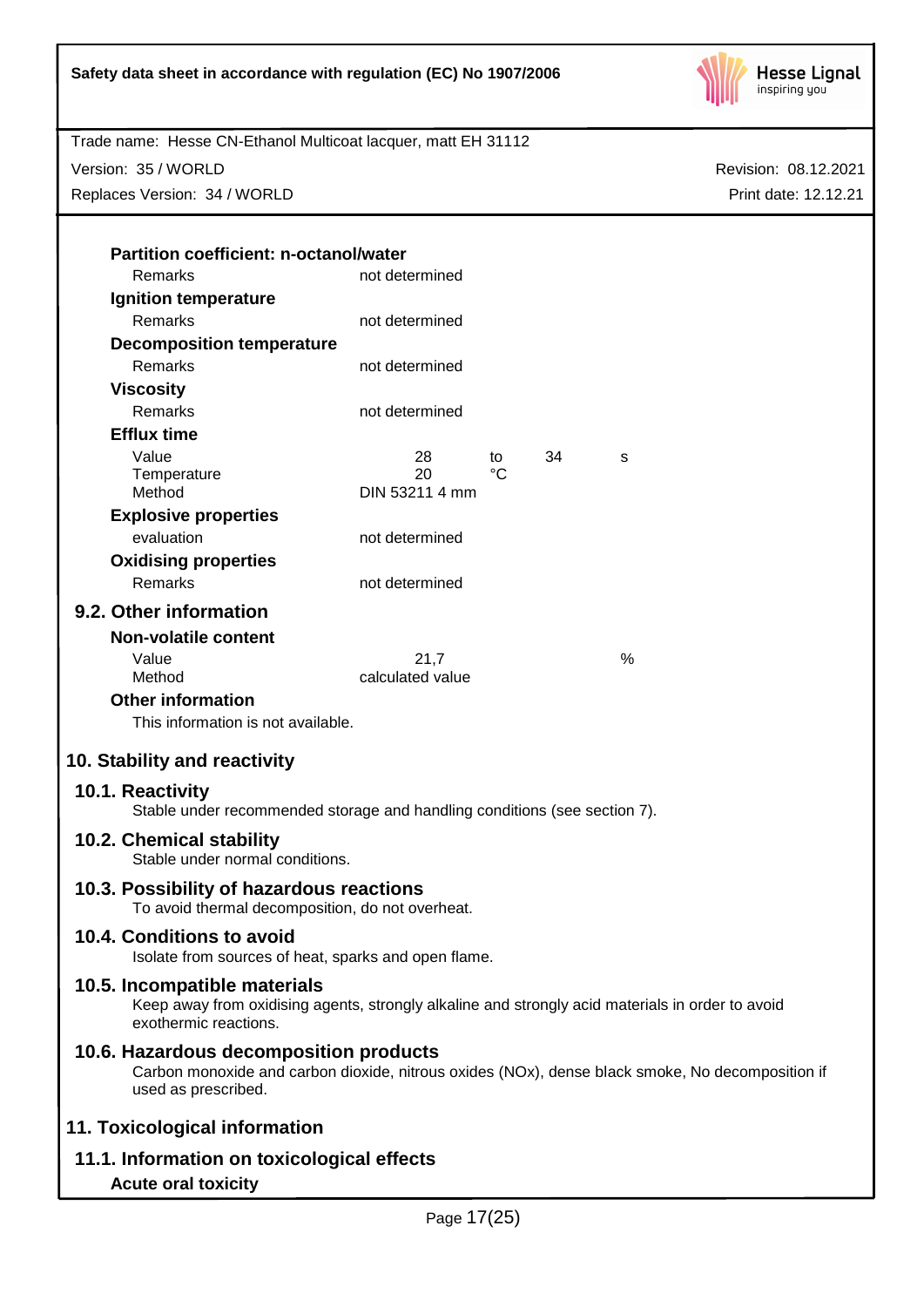**Partition coefficient: n-octanol/water**

| | | | | |
|---|---|---|---|---|
| Remarks | not determined | | | |

**Ignition temperature**

| | | | | |
|---|---|---|---|---|
| Remarks | not determined | | | |

**Decomposition temperature**

| | | | | |
|---|---|---|---|---|
| Remarks | not determined | | | |

**Viscosity**

| | | | | |
|---|---|---|---|---|
| Remarks | not determined | | | |

**Efflux time**

| | | | | |
|---|---|---|---|---|
| Value | 28 | to | 34 | s |
| Temperature | 20 | °C | | |
| Method | DIN 53211 4 mm | | | |

**Explosive properties**

| | | | | |
|---|---|---|---|---|
| evaluation | not determined | | | |

**Oxidising properties**

| | | | | |
|---|---|---|---|---|
| Remarks | not determined | | | |

### 9.2. Other information

**Non-volatile content**

| | | |
|---|---|---|
| Value | 21,7 | % |
| Method | calculated value | |

**Other information**

This information is not available.

## 10. Stability and reactivity

### 10.1. Reactivity

Stable under recommended storage and handling conditions (see section 7).

### 10.2. Chemical stability

Stable under normal conditions.

### 10.3. Possibility of hazardous reactions

To avoid thermal decomposition, do not overheat.

### 10.4. Conditions to avoid

Isolate from sources of heat, sparks and open flame.

### 10.5. Incompatible materials

Keep away from oxidising agents, strongly alkaline and strongly acid materials in order to avoid exothermic reactions.

### 10.6. Hazardous decomposition products

Carbon monoxide and carbon dioxide, nitrous oxides (NOx), dense black smoke, No decomposition if used as prescribed.

## 11. Toxicological information

### 11.1. Information on toxicological effects

**Acute oral toxicity**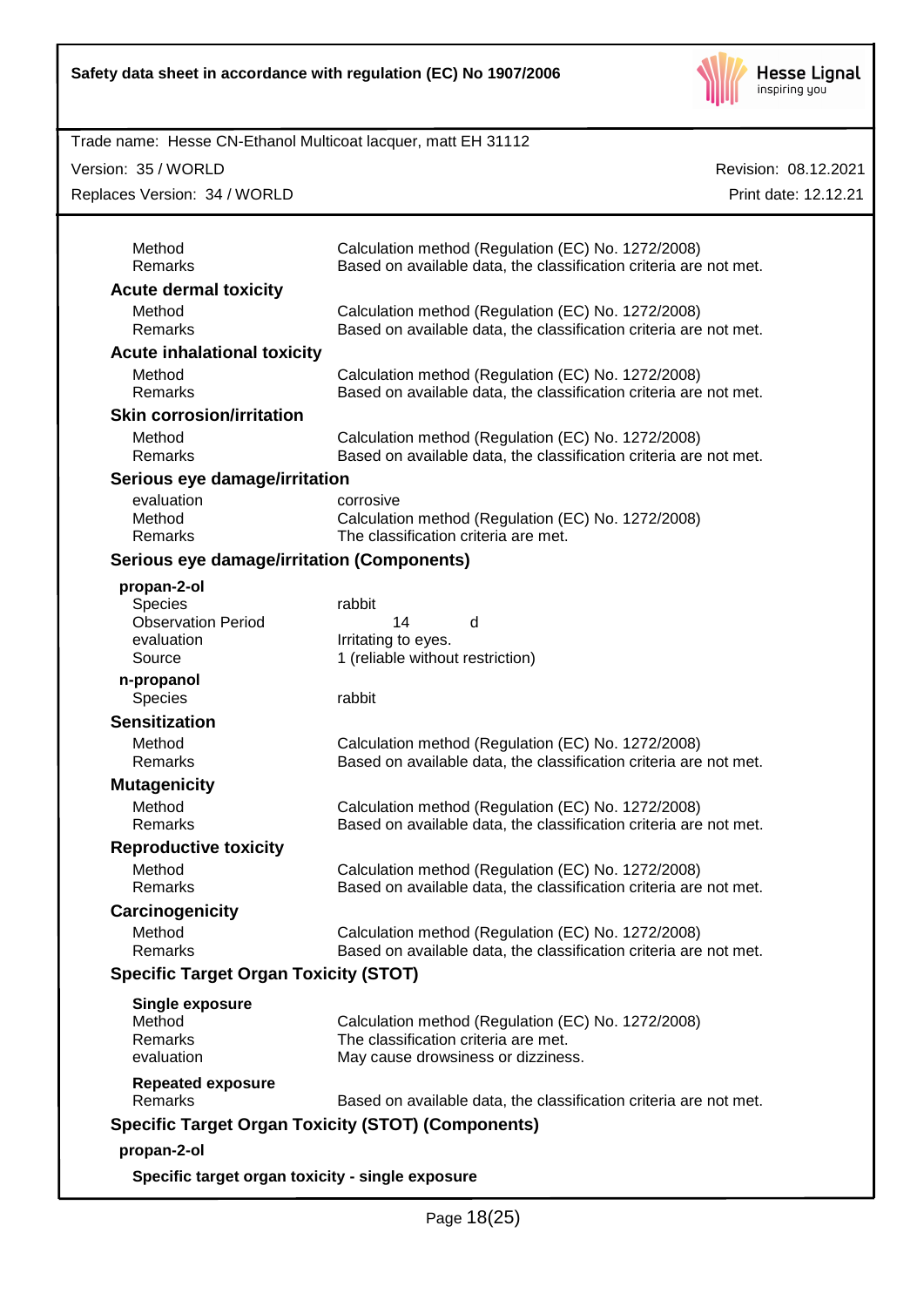| | |
|---|---|
| Method | Calculation method (Regulation (EC) No. 1272/2008) |
| Remarks | Based on available data, the classification criteria are not met. |

### Acute dermal toxicity

| | |
|---|---|
| Method | Calculation method (Regulation (EC) No. 1272/2008) |
| Remarks | Based on available data, the classification criteria are not met. |

### Acute inhalational toxicity

| | |
|---|---|
| Method | Calculation method (Regulation (EC) No. 1272/2008) |
| Remarks | Based on available data, the classification criteria are not met. |

### Skin corrosion/irritation

| | |
|---|---|
| Method | Calculation method (Regulation (EC) No. 1272/2008) |
| Remarks | Based on available data, the classification criteria are not met. |

### Serious eye damage/irritation

| | |
|---|---|
| evaluation | corrosive |
| Method | Calculation method (Regulation (EC) No. 1272/2008) |
| Remarks | The classification criteria are met. |

### Serious eye damage/irritation (Components)

**propan-2-ol**

| | |
|---|---|
| Species | rabbit |
| Observation Period | 14 d |
| evaluation | Irritating to eyes. |
| Source | 1 (reliable without restriction) |

**n-propanol**

| | |
|---|---|
| Species | rabbit |

### Sensitization

| | |
|---|---|
| Method | Calculation method (Regulation (EC) No. 1272/2008) |
| Remarks | Based on available data, the classification criteria are not met. |

### Mutagenicity

| | |
|---|---|
| Method | Calculation method (Regulation (EC) No. 1272/2008) |
| Remarks | Based on available data, the classification criteria are not met. |

### Reproductive toxicity

| | |
|---|---|
| Method | Calculation method (Regulation (EC) No. 1272/2008) |
| Remarks | Based on available data, the classification criteria are not met. |

### Carcinogenicity

| | |
|---|---|
| Method | Calculation method (Regulation (EC) No. 1272/2008) |
| Remarks | Based on available data, the classification criteria are not met. |

### Specific Target Organ Toxicity (STOT)

**Single exposure**

| | |
|---|---|
| Method | Calculation method (Regulation (EC) No. 1272/2008) |
| Remarks | The classification criteria are met. |
| evaluation | May cause drowsiness or dizziness. |

**Repeated exposure**

| | |
|---|---|
| Remarks | Based on available data, the classification criteria are not met. |

### Specific Target Organ Toxicity (STOT) (Components)

**propan-2-ol**

**Specific target organ toxicity - single exposure**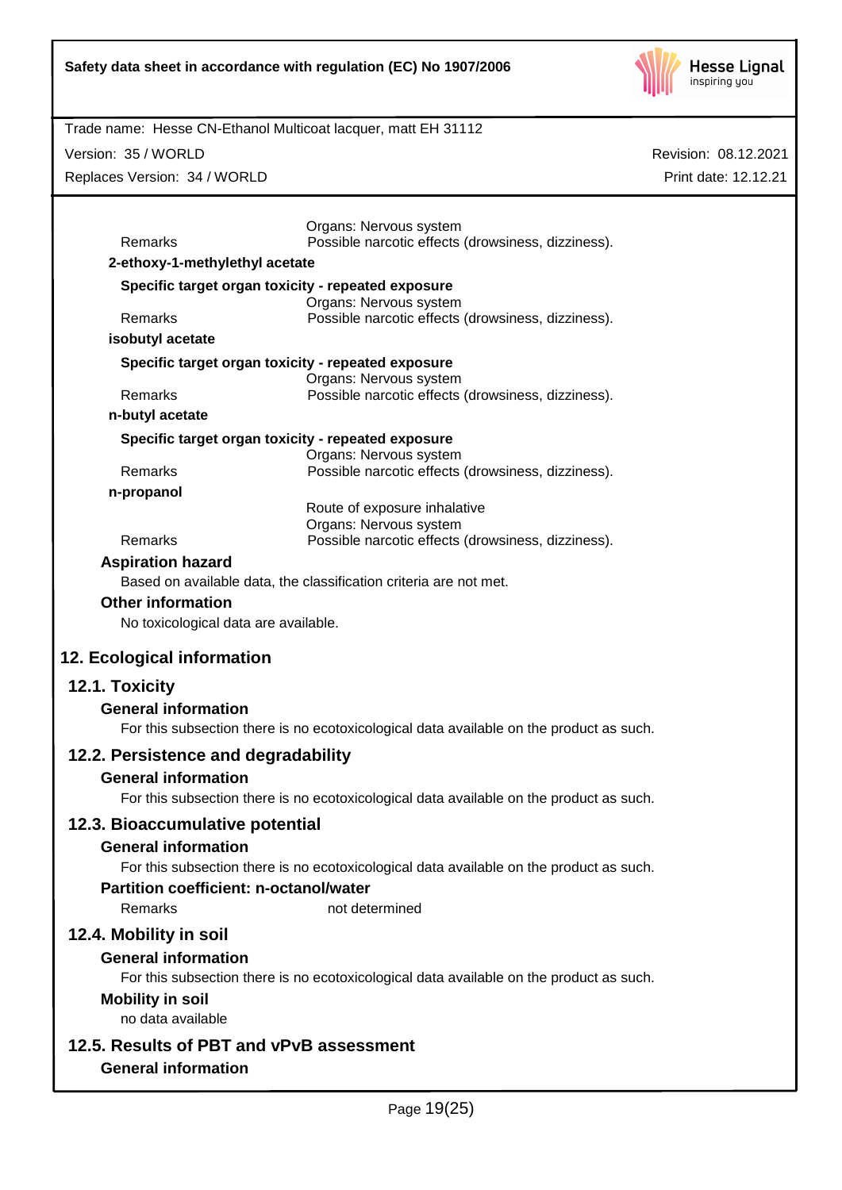| | |
|---|---|
| | Organs: Nervous system |
| Remarks | Possible narcotic effects (drowsiness, dizziness). |

**2-ethoxy-1-methylethyl acetate**

**Specific target organ toxicity - repeated exposure**

| | |
|---|---|
| | Organs: Nervous system |
| Remarks | Possible narcotic effects (drowsiness, dizziness). |

**isobutyl acetate**

**Specific target organ toxicity - repeated exposure**

| | |
|---|---|
| | Organs: Nervous system |
| Remarks | Possible narcotic effects (drowsiness, dizziness). |

**n-butyl acetate**

**Specific target organ toxicity - repeated exposure**

| | |
|---|---|
| | Organs: Nervous system |
| Remarks | Possible narcotic effects (drowsiness, dizziness). |

**n-propanol**

| | |
|---|---|
| | Route of exposure inhalative |
| | Organs: Nervous system |
| Remarks | Possible narcotic effects (drowsiness, dizziness). |

**Aspiration hazard**

Based on available data, the classification criteria are not met.

**Other information**

No toxicological data are available.

## 12. Ecological information

### 12.1. Toxicity

**General information**

For this subsection there is no ecotoxicological data available on the product as such.

### 12.2. Persistence and degradability

**General information**

For this subsection there is no ecotoxicological data available on the product as such.

### 12.3. Bioaccumulative potential

**General information**

For this subsection there is no ecotoxicological data available on the product as such.

**Partition coefficient: n-octanol/water**

| | |
|---|---|
| Remarks | not determined |

### 12.4. Mobility in soil

**General information**

For this subsection there is no ecotoxicological data available on the product as such.

**Mobility in soil**

no data available

### 12.5. Results of PBT and vPvB assessment

**General information**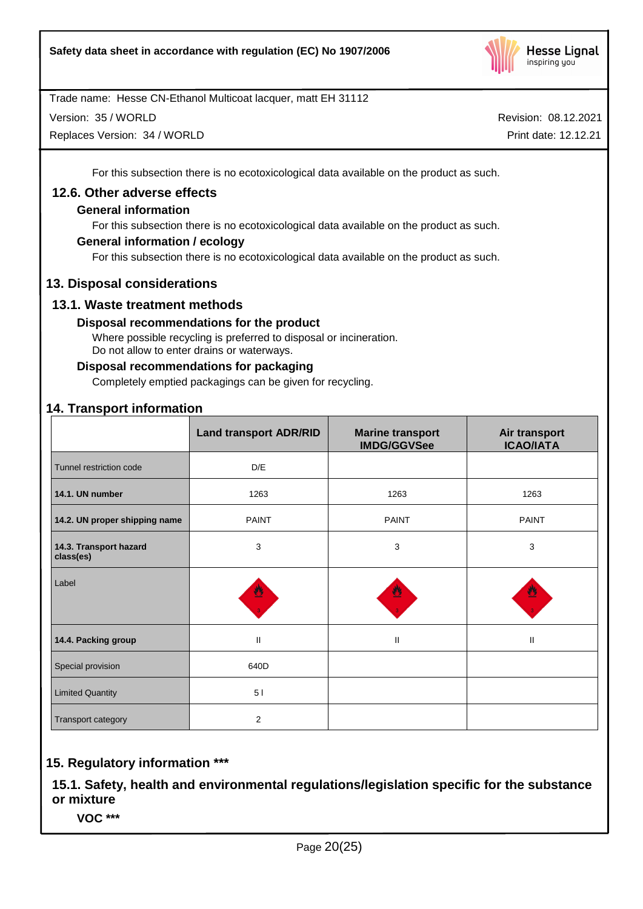For this subsection there is no ecotoxicological data available on the product as such.

## 12.6. Other adverse effects

### General information

For this subsection there is no ecotoxicological data available on the product as such.

### General information / ecology

For this subsection there is no ecotoxicological data available on the product as such.

# 13. Disposal considerations

## 13.1. Waste treatment methods

### Disposal recommendations for the product

Where possible recycling is preferred to disposal or incineration.
Do not allow to enter drains or waterways.

### Disposal recommendations for packaging

Completely emptied packagings can be given for recycling.

# 14. Transport information

| | Land transport ADR/RID | Marine transport IMDG/GGVSee | Air transport ICAO/IATA |
|---|---|---|---|
| Tunnel restriction code | D/E | | |
| **14.1. UN number** | 1263 | 1263 | 1263 |
| **14.2. UN proper shipping name** | PAINT | PAINT | PAINT |
| **14.3. Transport hazard class(es)** | 3 | 3 | 3 |
| Label | | | |
| **14.4. Packing group** | II | II | II |
| Special provision | 640D | | |
| Limited Quantity | 5 l | | |
| Transport category | 2 | | |

# 15. Regulatory information ***

## 15.1. Safety, health and environmental regulations/legislation specific for the substance or mixture

### VOC ***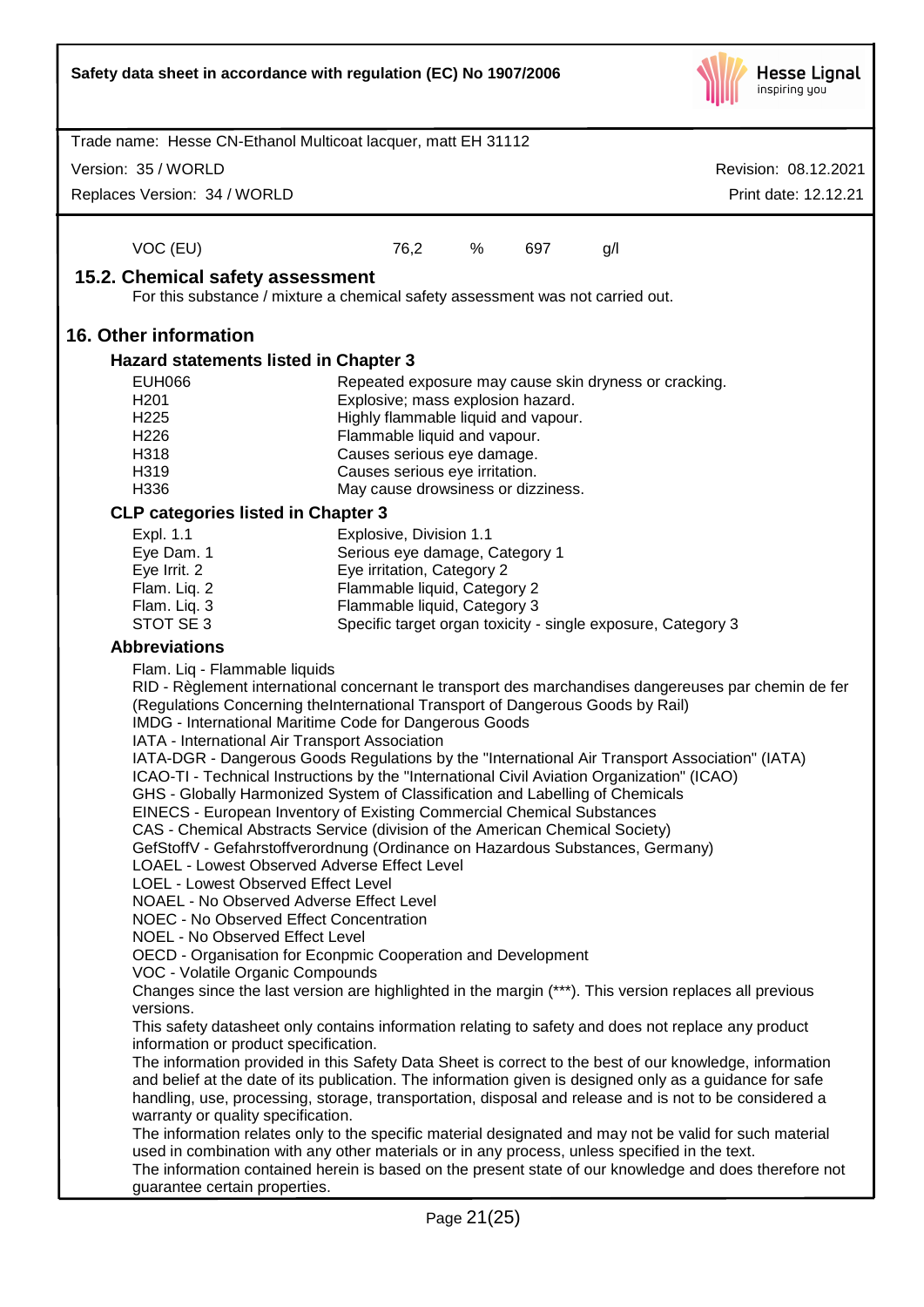| | | | | |
|---|---|---|---|---|
| VOC (EU) | 76,2 | % | 697 | g/l |

## 15.2. Chemical safety assessment

For this substance / mixture a chemical safety assessment was not carried out.

# 16. Other information

### Hazard statements listed in Chapter 3

| | |
|---|---|
| EUH066 | Repeated exposure may cause skin dryness or cracking. |
| H201 | Explosive; mass explosion hazard. |
| H225 | Highly flammable liquid and vapour. |
| H226 | Flammable liquid and vapour. |
| H318 | Causes serious eye damage. |
| H319 | Causes serious eye irritation. |
| H336 | May cause drowsiness or dizziness. |

### CLP categories listed in Chapter 3

| | |
|---|---|
| Expl. 1.1 | Explosive, Division 1.1 |
| Eye Dam. 1 | Serious eye damage, Category 1 |
| Eye Irrit. 2 | Eye irritation, Category 2 |
| Flam. Liq. 2 | Flammable liquid, Category 2 |
| Flam. Liq. 3 | Flammable liquid, Category 3 |
| STOT SE 3 | Specific target organ toxicity - single exposure, Category 3 |

### Abbreviations

Flam. Liq - Flammable liquids
RID - Règlement international concernant le transport des marchandises dangereuses par chemin de fer (Regulations Concerning theInternational Transport of Dangerous Goods by Rail)
IMDG - International Maritime Code for Dangerous Goods
IATA - International Air Transport Association
IATA-DGR - Dangerous Goods Regulations by the "International Air Transport Association" (IATA)
ICAO-TI - Technical Instructions by the "International Civil Aviation Organization" (ICAO)
GHS - Globally Harmonized System of Classification and Labelling of Chemicals
EINECS - European Inventory of Existing Commercial Chemical Substances
CAS - Chemical Abstracts Service (division of the American Chemical Society)
GefStoffV - Gefahrstoffverordnung (Ordinance on Hazardous Substances, Germany)
LOAEL - Lowest Observed Adverse Effect Level
LOEL - Lowest Observed Effect Level
NOAEL - No Observed Adverse Effect Level
NOEC - No Observed Effect Concentration
NOEL - No Observed Effect Level
OECD - Organisation for Econpmic Cooperation and Development
VOC - Volatile Organic Compounds

Changes since the last version are highlighted in the margin (***). This version replaces all previous versions.

This safety datasheet only contains information relating to safety and does not replace any product information or product specification.

The information provided in this Safety Data Sheet is correct to the best of our knowledge, information and belief at the date of its publication. The information given is designed only as a guidance for safe handling, use, processing, storage, transportation, disposal and release and is not to be considered a warranty or quality specification.

The information relates only to the specific material designated and may not be valid for such material used in combination with any other materials or in any process, unless specified in the text.

The information contained herein is based on the present state of our knowledge and does therefore not guarantee certain properties.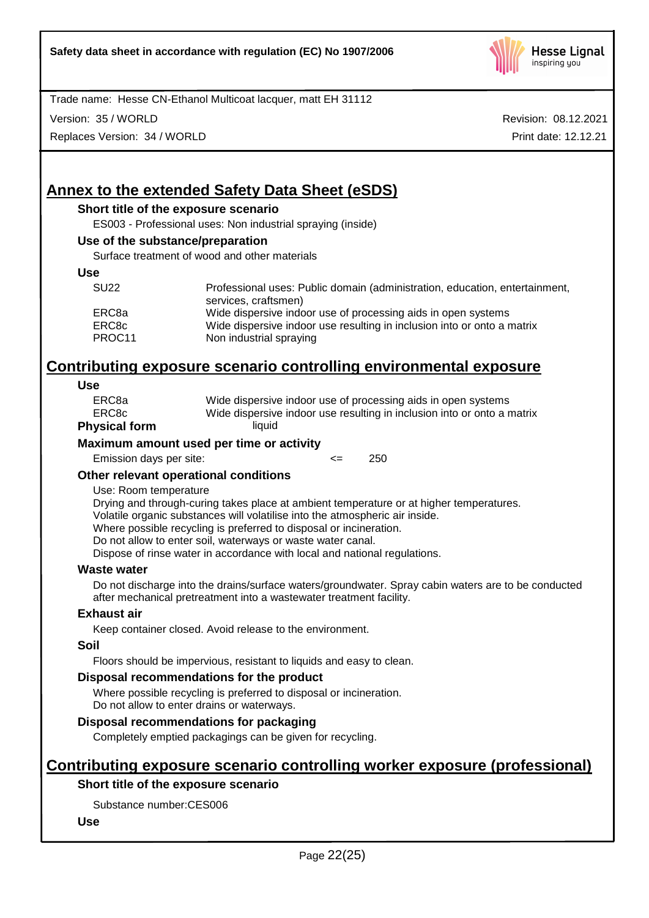## Annex to the extended Safety Data Sheet (eSDS)

**Short title of the exposure scenario**

ES003 - Professional uses: Non industrial spraying (inside)

**Use of the substance/preparation**

Surface treatment of wood and other materials

**Use**

| | |
|---|---|
| SU22 | Professional uses: Public domain (administration, education, entertainment, services, craftsmen) |
| ERC8a | Wide dispersive indoor use of processing aids in open systems |
| ERC8c | Wide dispersive indoor use resulting in inclusion into or onto a matrix |
| PROC11 | Non industrial spraying |

## Contributing exposure scenario controlling environmental exposure

**Use**

| | |
|---|---|
| ERC8a | Wide dispersive indoor use of processing aids in open systems |
| ERC8c | Wide dispersive indoor use resulting in inclusion into or onto a matrix |

**Physical form** liquid

**Maximum amount used per time or activity**

Emission days per site: <= 250

**Other relevant operational conditions**

Use: Room temperature
Drying and through-curing takes place at ambient temperature or at higher temperatures.
Volatile organic substances will volatilise into the atmospheric air inside.
Where possible recycling is preferred to disposal or incineration.
Do not allow to enter soil, waterways or waste water canal.
Dispose of rinse water in accordance with local and national regulations.

**Waste water**

Do not discharge into the drains/surface waters/groundwater. Spray cabin waters are to be conducted after mechanical pretreatment into a wastewater treatment facility.

**Exhaust air**

Keep container closed. Avoid release to the environment.

**Soil**

Floors should be impervious, resistant to liquids and easy to clean.

**Disposal recommendations for the product**

Where possible recycling is preferred to disposal or incineration.
Do not allow to enter drains or waterways.

**Disposal recommendations for packaging**

Completely emptied packagings can be given for recycling.

## Contributing exposure scenario controlling worker exposure (professional)

**Short title of the exposure scenario**

Substance number:CES006

**Use**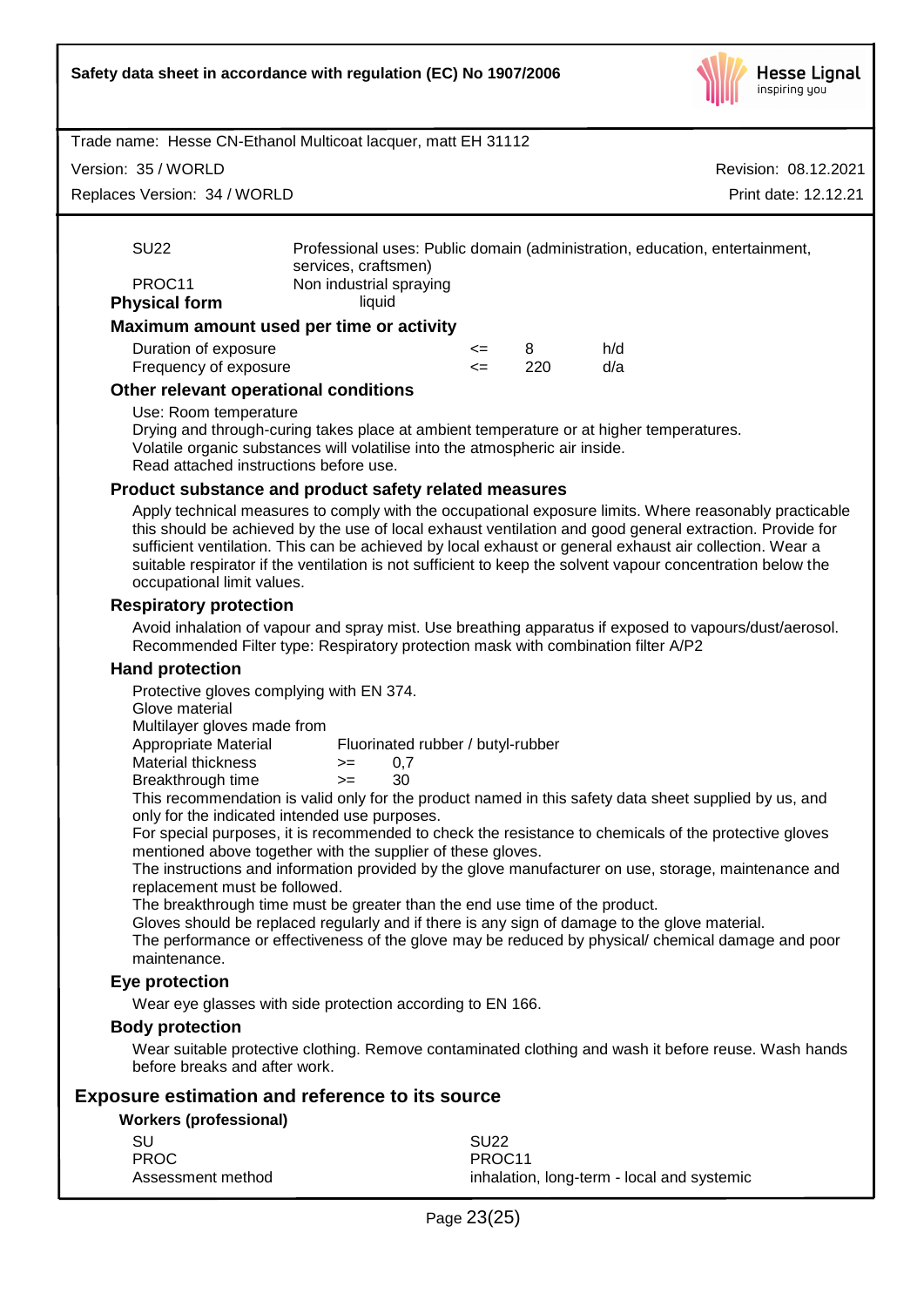| | |
|---|---|
| SU22 | Professional uses: Public domain (administration, education, entertainment, services, craftsmen) |
| PROC11 | Non industrial spraying |

**Physical form** liquid

### Maximum amount used per time or activity

| | | | |
|---|---|---|---|
| Duration of exposure | <= | 8 | h/d |
| Frequency of exposure | <= | 220 | d/a |

### Other relevant operational conditions

Use: Room temperature
Drying and through-curing takes place at ambient temperature or at higher temperatures.
Volatile organic substances will volatilise into the atmospheric air inside.
Read attached instructions before use.

### Product substance and product safety related measures

Apply technical measures to comply with the occupational exposure limits. Where reasonably practicable this should be achieved by the use of local exhaust ventilation and good general extraction. Provide for sufficient ventilation. This can be achieved by local exhaust or general exhaust air collection. Wear a suitable respirator if the ventilation is not sufficient to keep the solvent vapour concentration below the occupational limit values.

### Respiratory protection

Avoid inhalation of vapour and spray mist. Use breathing apparatus if exposed to vapours/dust/aerosol.
Recommended Filter type: Respiratory protection mask with combination filter A/P2

### Hand protection

Protective gloves complying with EN 374.
Glove material
Multilayer gloves made from

| | | |
|---|---|---|
| Appropriate Material | | Fluorinated rubber / butyl-rubber |
| Material thickness | >= | 0,7 |
| Breakthrough time | >= | 30 |

This recommendation is valid only for the product named in this safety data sheet supplied by us, and only for the indicated intended use purposes.
For special purposes, it is recommended to check the resistance to chemicals of the protective gloves mentioned above together with the supplier of these gloves.
The instructions and information provided by the glove manufacturer on use, storage, maintenance and replacement must be followed.
The breakthrough time must be greater than the end use time of the product.
Gloves should be replaced regularly and if there is any sign of damage to the glove material.
The performance or effectiveness of the glove may be reduced by physical/ chemical damage and poor maintenance.

### Eye protection

Wear eye glasses with side protection according to EN 166.

### Body protection

Wear suitable protective clothing. Remove contaminated clothing and wash it before reuse. Wash hands before breaks and after work.

## Exposure estimation and reference to its source

**Workers (professional)**

| | |
|---|---|
| SU | SU22 |
| PROC | PROC11 |
| Assessment method | inhalation, long-term - local and systemic |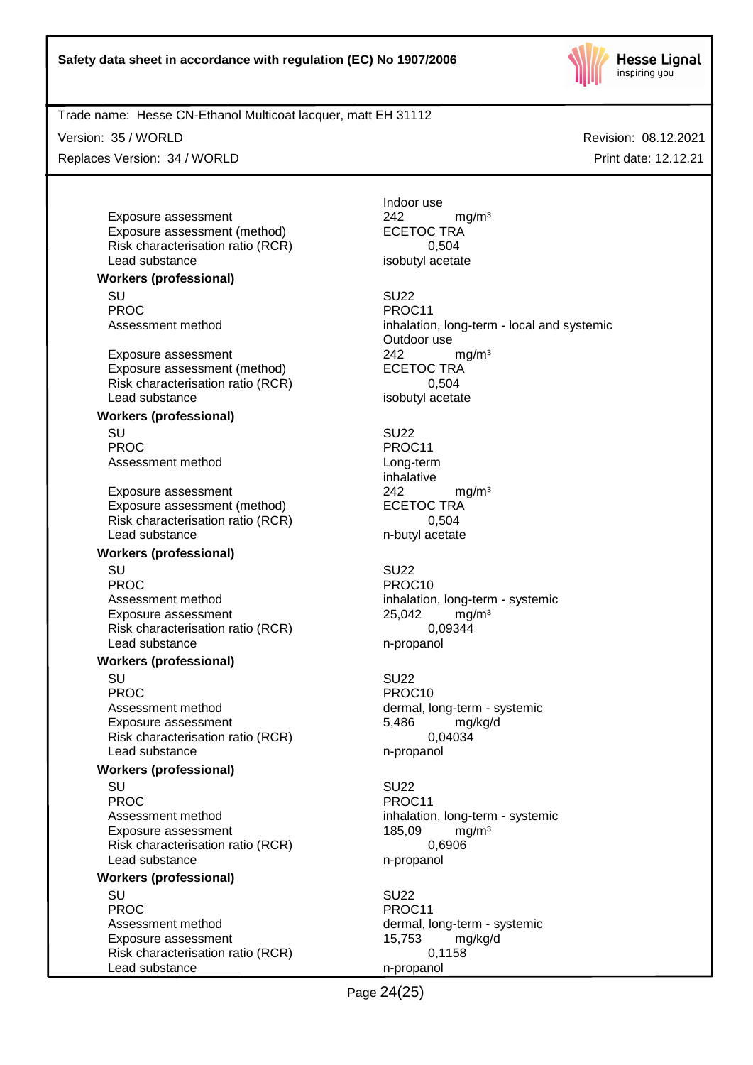| | |
|---|---|
| | Indoor use |
| Exposure assessment | 242 mg/m³ |
| Exposure assessment (method) | ECETOC TRA |
| Risk characterisation ratio (RCR) | 0,504 |
| Lead substance | isobutyl acetate |

**Workers (professional)**

| | |
|---|---|
| SU | SU22 |
| PROC | PROC11 |
| Assessment method | inhalation, long-term - local and systemic<br>Outdoor use |
| Exposure assessment | 242 mg/m³ |
| Exposure assessment (method) | ECETOC TRA |
| Risk characterisation ratio (RCR) | 0,504 |
| Lead substance | isobutyl acetate |

**Workers (professional)**

| | |
|---|---|
| SU | SU22 |
| PROC | PROC11 |
| Assessment method | Long-term<br>inhalative |
| Exposure assessment | 242 mg/m³ |
| Exposure assessment (method) | ECETOC TRA |
| Risk characterisation ratio (RCR) | 0,504 |
| Lead substance | n-butyl acetate |

**Workers (professional)**

| | |
|---|---|
| SU | SU22 |
| PROC | PROC10 |
| Assessment method | inhalation, long-term - systemic |
| Exposure assessment | 25,042 mg/m³ |
| Risk characterisation ratio (RCR) | 0,09344 |
| Lead substance | n-propanol |

**Workers (professional)**

| | |
|---|---|
| SU | SU22 |
| PROC | PROC10 |
| Assessment method | dermal, long-term - systemic |
| Exposure assessment | 5,486 mg/kg/d |
| Risk characterisation ratio (RCR) | 0,04034 |
| Lead substance | n-propanol |

**Workers (professional)**

| | |
|---|---|
| SU | SU22 |
| PROC | PROC11 |
| Assessment method | inhalation, long-term - systemic |
| Exposure assessment | 185,09 mg/m³ |
| Risk characterisation ratio (RCR) | 0,6906 |
| Lead substance | n-propanol |

**Workers (professional)**

| | |
|---|---|
| SU | SU22 |
| PROC | PROC11 |
| Assessment method | dermal, long-term - systemic |
| Exposure assessment | 15,753 mg/kg/d |
| Risk characterisation ratio (RCR) | 0,1158 |
| Lead substance | n-propanol |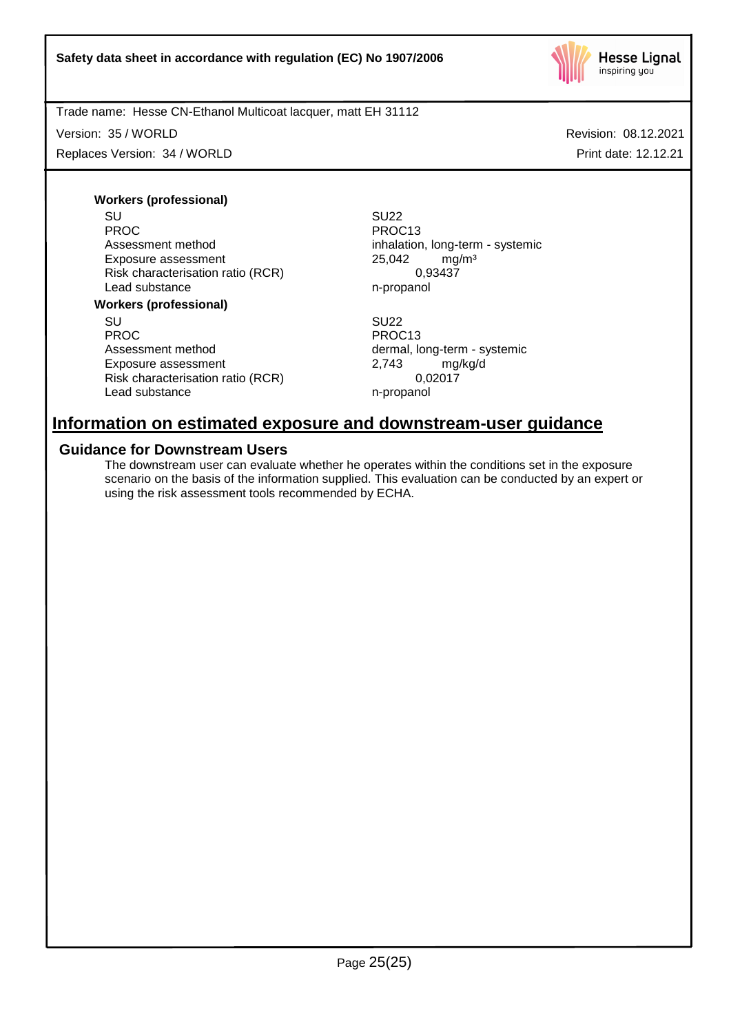**Workers (professional)**

| | |
|---|---|
| SU | SU22 |
| PROC | PROC13 |
| Assessment method | inhalation, long-term - systemic |
| Exposure assessment | 25,042 mg/m³ |
| Risk characterisation ratio (RCR) | 0,93437 |
| Lead substance | n-propanol |

**Workers (professional)**

| | |
|---|---|
| SU | SU22 |
| PROC | PROC13 |
| Assessment method | dermal, long-term - systemic |
| Exposure assessment | 2,743 mg/kg/d |
| Risk characterisation ratio (RCR) | 0,02017 |
| Lead substance | n-propanol |

## Information on estimated exposure and downstream-user guidance

### Guidance for Downstream Users

The downstream user can evaluate whether he operates within the conditions set in the exposure scenario on the basis of the information supplied. This evaluation can be conducted by an expert or using the risk assessment tools recommended by ECHA.